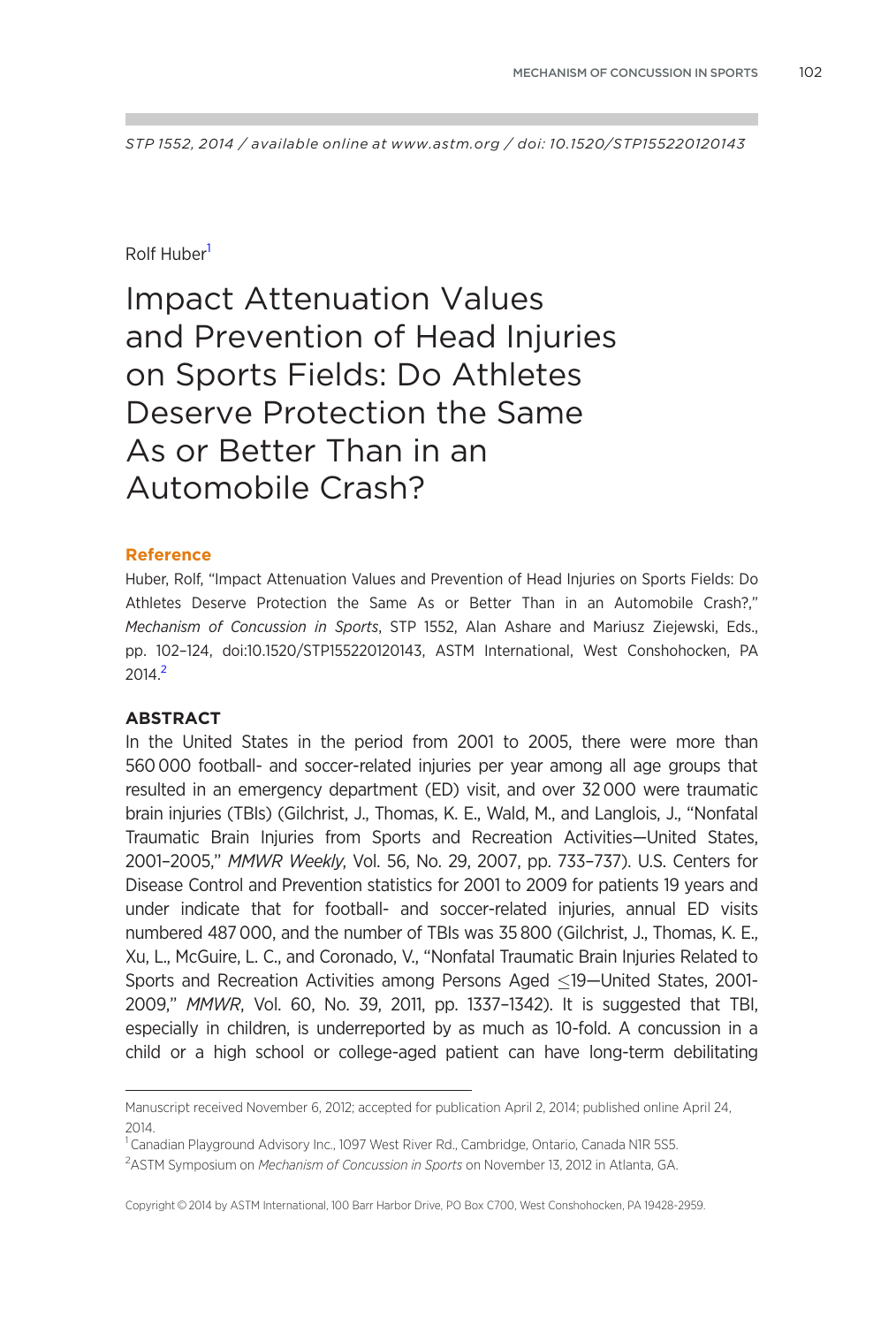STP 1552, 2014 / available online at www.astm.org / doi: 10.1520/STP155220120143

Rolf Huber[1]

# Impact Attenuation Values and Prevention of Head Injuries on Sports Fields: Do Athletes Deserve Protection the Same As or Better Than in an Automobile Crash?

## Reference

Huber, Rolf, "Impact Attenuation Values and Prevention of Head Injuries on Sports Fields: Do Athletes Deserve Protection the Same As or Better Than in an Automobile Crash?," *Mechanism of Concussion in Sports*, STP 1552, Alan Ashare and Mariusz Ziejewski, Eds., pp. 102–124, doi:10.1520/STP155220120143, ASTM International, West Conshohocken, PA 2014.[2]

## ABSTRACT

In the United States in the period from 2001 to 2005, there were more than 560 000 football- and soccer-related injuries per year among all age groups that resulted in an emergency department (ED) visit, and over 32 000 were traumatic brain injuries (TBIs) (Gilchrist, J., Thomas, K. E., Wald, M., and Langlois, J., "Nonfatal Traumatic Brain Injuries from Sports and Recreation Activities—United States, 2001–2005," *MMWR Weekly*, Vol. 56, No. 29, 2007, pp. 733–737). U.S. Centers for Disease Control and Prevention statistics for 2001 to 2009 for patients 19 years and under indicate that for football- and soccer-related injuries, annual ED visits numbered 487 000, and the number of TBIs was 35 800 (Gilchrist, J., Thomas, K. E., Xu, L., McGuire, L. C., and Coronado, V., "Nonfatal Traumatic Brain Injuries Related to Sports and Recreation Activities among Persons Aged ≤19—United States, 2001-2009," *MMWR*, Vol. 60, No. 39, 2011, pp. 1337–1342). It is suggested that TBI, especially in children, is underreported by as much as 10-fold. A concussion in a child or a high school or college-aged patient can have long-term debilitating

---

Manuscript received November 6, 2012; accepted for publication April 2, 2014; published online April 24, 2014.

[1] Canadian Playground Advisory Inc., 1097 West River Rd., Cambridge, Ontario, Canada N1R 5S5.

[2] ASTM Symposium on *Mechanism of Concussion in Sports* on November 13, 2012 in Atlanta, GA.

Copyright © 2014 by ASTM International, 100 Barr Harbor Drive, PO Box C700, West Conshohocken, PA 19428-2959.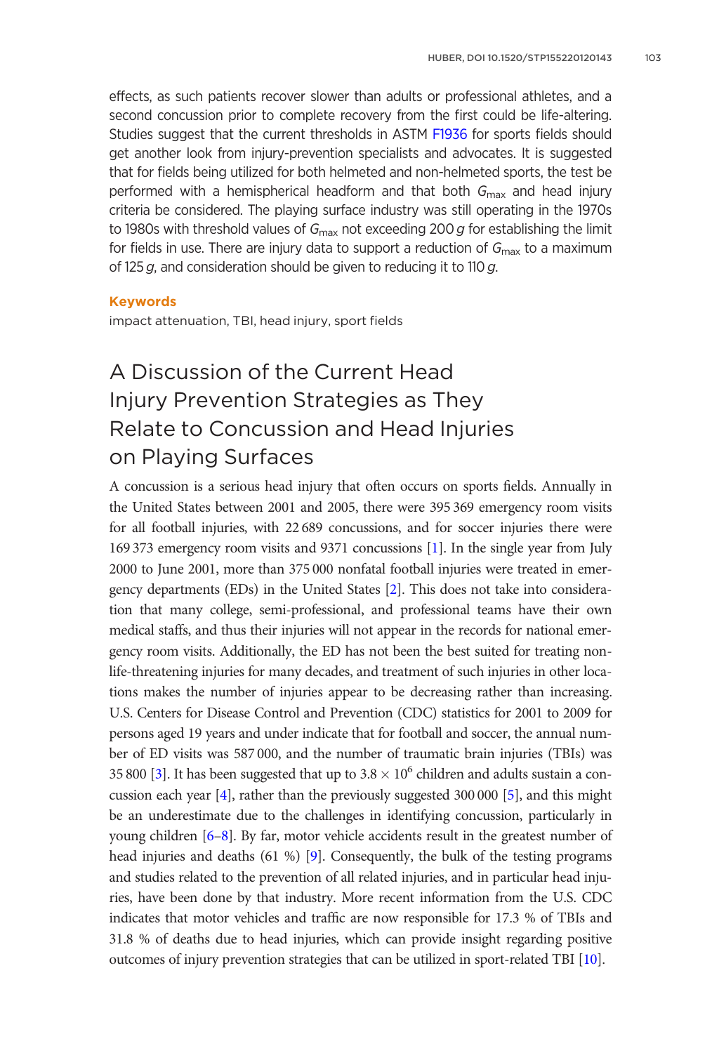effects, as such patients recover slower than adults or professional athletes, and a second concussion prior to complete recovery from the first could be life-altering. Studies suggest that the current thresholds in ASTM F1936 for sports fields should get another look from injury-prevention specialists and advocates. It is suggested that for fields being utilized for both helmeted and non-helmeted sports, the test be performed with a hemispherical headform and that both $G_{max}$ and head injury criteria be considered. The playing surface industry was still operating in the 1970s to 1980s with threshold values of $G_{max}$ not exceeding 200 *g* for establishing the limit for fields in use. There are injury data to support a reduction of $G_{max}$ to a maximum of 125 *g*, and consideration should be given to reducing it to 110 *g*.

### Keywords

impact attenuation, TBI, head injury, sport fields

# A Discussion of the Current Head Injury Prevention Strategies as They Relate to Concussion and Head Injuries on Playing Surfaces

A concussion is a serious head injury that often occurs on sports fields. Annually in the United States between 2001 and 2005, there were 395 369 emergency room visits for all football injuries, with 22 689 concussions, and for soccer injuries there were 169 373 emergency room visits and 9371 concussions [1]. In the single year from July 2000 to June 2001, more than 375 000 nonfatal football injuries were treated in emergency departments (EDs) in the United States [2]. This does not take into consideration that many college, semi-professional, and professional teams have their own medical staffs, and thus their injuries will not appear in the records for national emergency room visits. Additionally, the ED has not been the best suited for treating non-life-threatening injuries for many decades, and treatment of such injuries in other locations makes the number of injuries appear to be decreasing rather than increasing. U.S. Centers for Disease Control and Prevention (CDC) statistics for 2001 to 2009 for persons aged 19 years and under indicate that for football and soccer, the annual number of ED visits was 587 000, and the number of traumatic brain injuries (TBIs) was 35 800 [3]. It has been suggested that up to $3.8 \times 10^6$ children and adults sustain a concussion each year [4], rather than the previously suggested 300 000 [5], and this might be an underestimate due to the challenges in identifying concussion, particularly in young children [6–8]. By far, motor vehicle accidents result in the greatest number of head injuries and deaths (61 %) [9]. Consequently, the bulk of the testing programs and studies related to the prevention of all related injuries, and in particular head injuries, have been done by that industry. More recent information from the U.S. CDC indicates that motor vehicles and traffic are now responsible for 17.3 % of TBIs and 31.8 % of deaths due to head injuries, which can provide insight regarding positive outcomes of injury prevention strategies that can be utilized in sport-related TBI [10].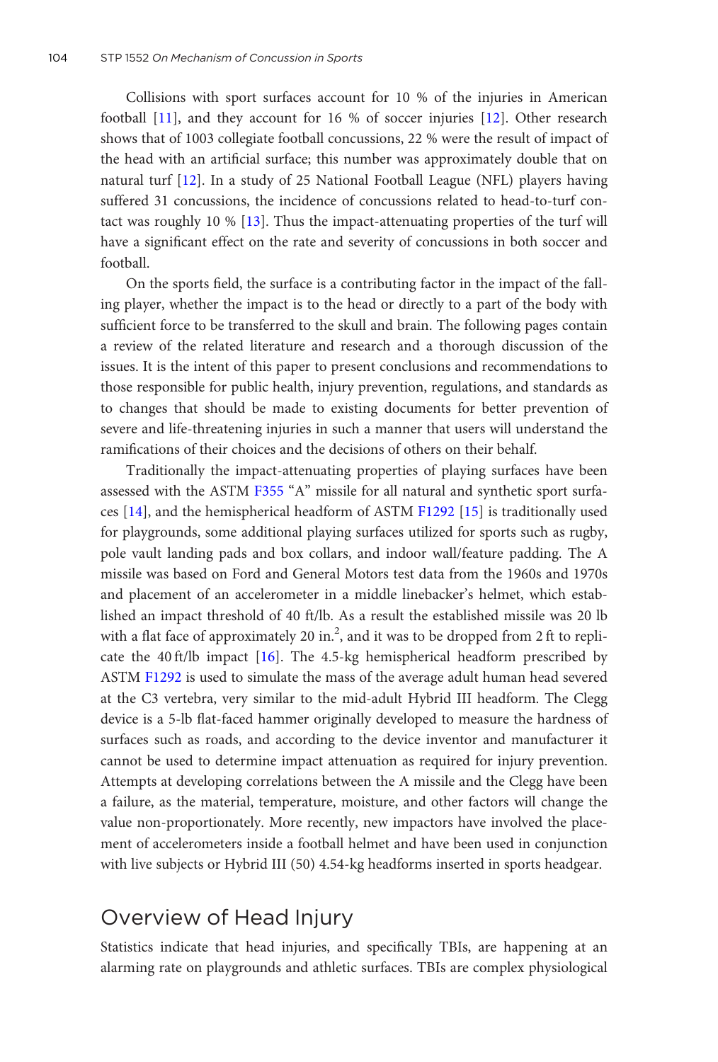Collisions with sport surfaces account for 10 % of the injuries in American football [11], and they account for 16 % of soccer injuries [12]. Other research shows that of 1003 collegiate football concussions, 22 % were the result of impact of the head with an artificial surface; this number was approximately double that on natural turf [12]. In a study of 25 National Football League (NFL) players having suffered 31 concussions, the incidence of concussions related to head-to-turf contact was roughly 10 % [13]. Thus the impact-attenuating properties of the turf will have a significant effect on the rate and severity of concussions in both soccer and football.

On the sports field, the surface is a contributing factor in the impact of the falling player, whether the impact is to the head or directly to a part of the body with sufficient force to be transferred to the skull and brain. The following pages contain a review of the related literature and research and a thorough discussion of the issues. It is the intent of this paper to present conclusions and recommendations to those responsible for public health, injury prevention, regulations, and standards as to changes that should be made to existing documents for better prevention of severe and life-threatening injuries in such a manner that users will understand the ramifications of their choices and the decisions of others on their behalf.

Traditionally the impact-attenuating properties of playing surfaces have been assessed with the ASTM F355 "A" missile for all natural and synthetic sport surfaces [14], and the hemispherical headform of ASTM F1292 [15] is traditionally used for playgrounds, some additional playing surfaces utilized for sports such as rugby, pole vault landing pads and box collars, and indoor wall/feature padding. The A missile was based on Ford and General Motors test data from the 1960s and 1970s and placement of an accelerometer in a middle linebacker's helmet, which established an impact threshold of 40 ft/lb. As a result the established missile was 20 lb with a flat face of approximately 20 in.$^2$, and it was to be dropped from 2 ft to replicate the 40 ft/lb impact [16]. The 4.5-kg hemispherical headform prescribed by ASTM F1292 is used to simulate the mass of the average adult human head severed at the C3 vertebra, very similar to the mid-adult Hybrid III headform. The Clegg device is a 5-lb flat-faced hammer originally developed to measure the hardness of surfaces such as roads, and according to the device inventor and manufacturer it cannot be used to determine impact attenuation as required for injury prevention. Attempts at developing correlations between the A missile and the Clegg have been a failure, as the material, temperature, moisture, and other factors will change the value non-proportionately. More recently, new impactors have involved the placement of accelerometers inside a football helmet and have been used in conjunction with live subjects or Hybrid III (50) 4.54-kg headforms inserted in sports headgear.

## Overview of Head Injury

Statistics indicate that head injuries, and specifically TBIs, are happening at an alarming rate on playgrounds and athletic surfaces. TBIs are complex physiological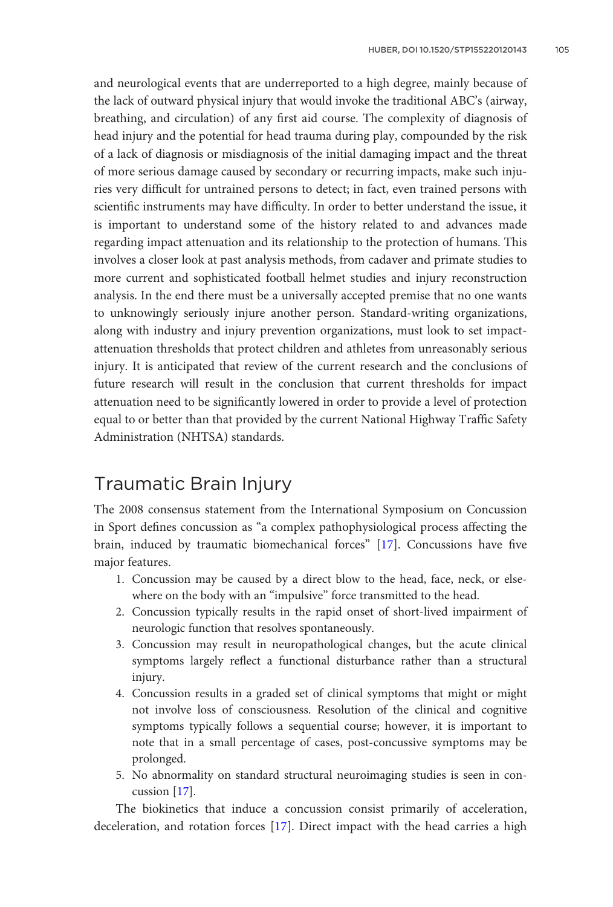and neurological events that are underreported to a high degree, mainly because of the lack of outward physical injury that would invoke the traditional ABC's (airway, breathing, and circulation) of any first aid course. The complexity of diagnosis of head injury and the potential for head trauma during play, compounded by the risk of a lack of diagnosis or misdiagnosis of the initial damaging impact and the threat of more serious damage caused by secondary or recurring impacts, make such injuries very difficult for untrained persons to detect; in fact, even trained persons with scientific instruments may have difficulty. In order to better understand the issue, it is important to understand some of the history related to and advances made regarding impact attenuation and its relationship to the protection of humans. This involves a closer look at past analysis methods, from cadaver and primate studies to more current and sophisticated football helmet studies and injury reconstruction analysis. In the end there must be a universally accepted premise that no one wants to unknowingly seriously injure another person. Standard-writing organizations, along with industry and injury prevention organizations, must look to set impact-attenuation thresholds that protect children and athletes from unreasonably serious injury. It is anticipated that review of the current research and the conclusions of future research will result in the conclusion that current thresholds for impact attenuation need to be significantly lowered in order to provide a level of protection equal to or better than that provided by the current National Highway Traffic Safety Administration (NHTSA) standards.

## Traumatic Brain Injury

The 2008 consensus statement from the International Symposium on Concussion in Sport defines concussion as "a complex pathophysiological process affecting the brain, induced by traumatic biomechanical forces" [17]. Concussions have five major features.

1. Concussion may be caused by a direct blow to the head, face, neck, or elsewhere on the body with an "impulsive" force transmitted to the head.
2. Concussion typically results in the rapid onset of short-lived impairment of neurologic function that resolves spontaneously.
3. Concussion may result in neuropathological changes, but the acute clinical symptoms largely reflect a functional disturbance rather than a structural injury.
4. Concussion results in a graded set of clinical symptoms that might or might not involve loss of consciousness. Resolution of the clinical and cognitive symptoms typically follows a sequential course; however, it is important to note that in a small percentage of cases, post-concussive symptoms may be prolonged.
5. No abnormality on standard structural neuroimaging studies is seen in concussion [17].

The biokinetics that induce a concussion consist primarily of acceleration, deceleration, and rotation forces [17]. Direct impact with the head carries a high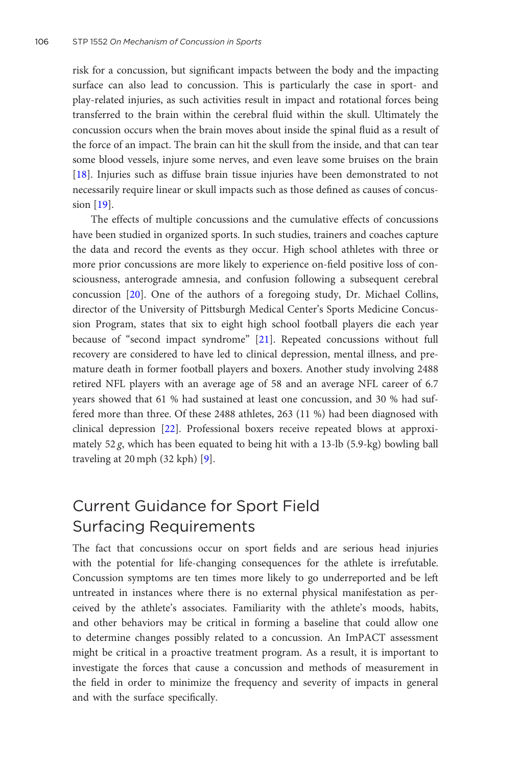risk for a concussion, but significant impacts between the body and the impacting surface can also lead to concussion. This is particularly the case in sport- and play-related injuries, as such activities result in impact and rotational forces being transferred to the brain within the cerebral fluid within the skull. Ultimately the concussion occurs when the brain moves about inside the spinal fluid as a result of the force of an impact. The brain can hit the skull from the inside, and that can tear some blood vessels, injure some nerves, and even leave some bruises on the brain [18]. Injuries such as diffuse brain tissue injuries have been demonstrated to not necessarily require linear or skull impacts such as those defined as causes of concussion [19].

The effects of multiple concussions and the cumulative effects of concussions have been studied in organized sports. In such studies, trainers and coaches capture the data and record the events as they occur. High school athletes with three or more prior concussions are more likely to experience on-field positive loss of consciousness, anterograde amnesia, and confusion following a subsequent cerebral concussion [20]. One of the authors of a foregoing study, Dr. Michael Collins, director of the University of Pittsburgh Medical Center's Sports Medicine Concussion Program, states that six to eight high school football players die each year because of "second impact syndrome" [21]. Repeated concussions without full recovery are considered to have led to clinical depression, mental illness, and premature death in former football players and boxers. Another study involving 2488 retired NFL players with an average age of 58 and an average NFL career of 6.7 years showed that 61 % had sustained at least one concussion, and 30 % had suffered more than three. Of these 2488 athletes, 263 (11 %) had been diagnosed with clinical depression [22]. Professional boxers receive repeated blows at approximately 52 *g*, which has been equated to being hit with a 13-lb (5.9-kg) bowling ball traveling at 20 mph (32 kph) [9].

## Current Guidance for Sport Field Surfacing Requirements

The fact that concussions occur on sport fields and are serious head injuries with the potential for life-changing consequences for the athlete is irrefutable. Concussion symptoms are ten times more likely to go underreported and be left untreated in instances where there is no external physical manifestation as perceived by the athlete's associates. Familiarity with the athlete's moods, habits, and other behaviors may be critical in forming a baseline that could allow one to determine changes possibly related to a concussion. An ImPACT assessment might be critical in a proactive treatment program. As a result, it is important to investigate the forces that cause a concussion and methods of measurement in the field in order to minimize the frequency and severity of impacts in general and with the surface specifically.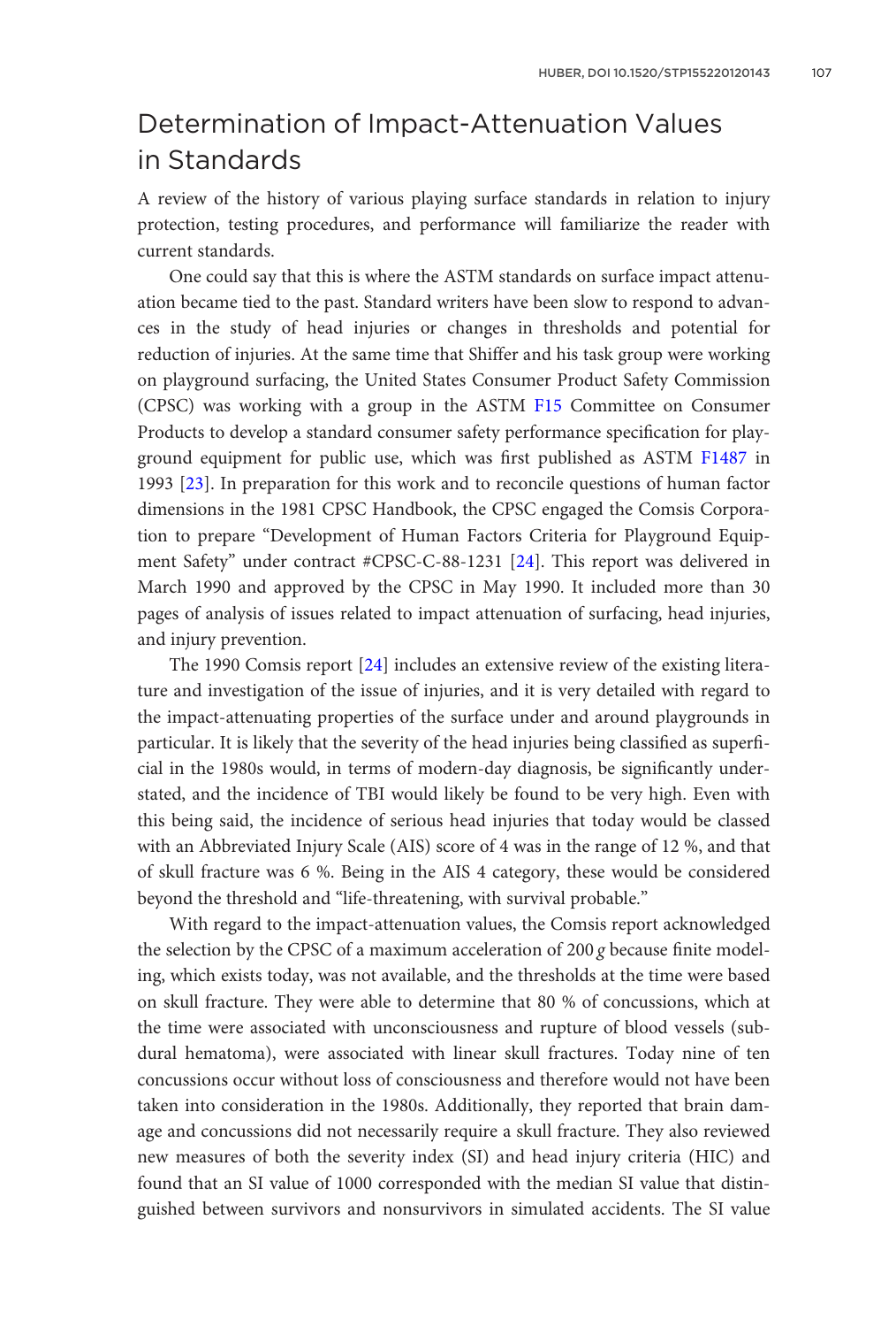## Determination of Impact-Attenuation Values in Standards

A review of the history of various playing surface standards in relation to injury protection, testing procedures, and performance will familiarize the reader with current standards.

One could say that this is where the ASTM standards on surface impact attenuation became tied to the past. Standard writers have been slow to respond to advances in the study of head injuries or changes in thresholds and potential for reduction of injuries. At the same time that Shiffer and his task group were working on playground surfacing, the United States Consumer Product Safety Commission (CPSC) was working with a group in the ASTM F15 Committee on Consumer Products to develop a standard consumer safety performance specification for playground equipment for public use, which was first published as ASTM F1487 in 1993 [23]. In preparation for this work and to reconcile questions of human factor dimensions in the 1981 CPSC Handbook, the CPSC engaged the Comsis Corporation to prepare "Development of Human Factors Criteria for Playground Equipment Safety" under contract #CPSC-C-88-1231 [24]. This report was delivered in March 1990 and approved by the CPSC in May 1990. It included more than 30 pages of analysis of issues related to impact attenuation of surfacing, head injuries, and injury prevention.

The 1990 Comsis report [24] includes an extensive review of the existing literature and investigation of the issue of injuries, and it is very detailed with regard to the impact-attenuating properties of the surface under and around playgrounds in particular. It is likely that the severity of the head injuries being classified as superficial in the 1980s would, in terms of modern-day diagnosis, be significantly understated, and the incidence of TBI would likely be found to be very high. Even with this being said, the incidence of serious head injuries that today would be classed with an Abbreviated Injury Scale (AIS) score of 4 was in the range of 12 %, and that of skull fracture was 6 %. Being in the AIS 4 category, these would be considered beyond the threshold and "life-threatening, with survival probable."

With regard to the impact-attenuation values, the Comsis report acknowledged the selection by the CPSC of a maximum acceleration of 200 *g* because finite modeling, which exists today, was not available, and the thresholds at the time were based on skull fracture. They were able to determine that 80 % of concussions, which at the time were associated with unconsciousness and rupture of blood vessels (subdural hematoma), were associated with linear skull fractures. Today nine of ten concussions occur without loss of consciousness and therefore would not have been taken into consideration in the 1980s. Additionally, they reported that brain damage and concussions did not necessarily require a skull fracture. They also reviewed new measures of both the severity index (SI) and head injury criteria (HIC) and found that an SI value of 1000 corresponded with the median SI value that distinguished between survivors and nonsurvivors in simulated accidents. The SI value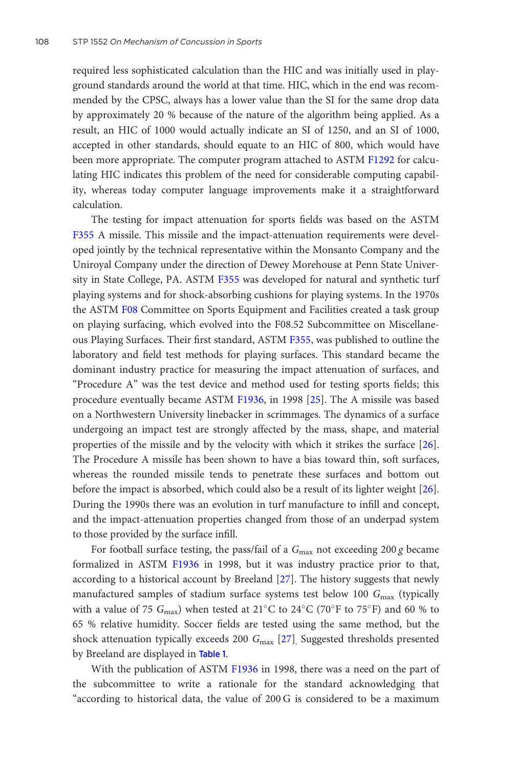required less sophisticated calculation than the HIC and was initially used in playground standards around the world at that time. HIC, which in the end was recommended by the CPSC, always has a lower value than the SI for the same drop data by approximately 20 % because of the nature of the algorithm being applied. As a result, an HIC of 1000 would actually indicate an SI of 1250, and an SI of 1000, accepted in other standards, should equate to an HIC of 800, which would have been more appropriate. The computer program attached to ASTM F1292 for calculating HIC indicates this problem of the need for considerable computing capability, whereas today computer language improvements make it a straightforward calculation.

The testing for impact attenuation for sports fields was based on the ASTM F355 A missile. This missile and the impact-attenuation requirements were developed jointly by the technical representative within the Monsanto Company and the Uniroyal Company under the direction of Dewey Morehouse at Penn State University in State College, PA. ASTM F355 was developed for natural and synthetic turf playing systems and for shock-absorbing cushions for playing systems. In the 1970s the ASTM F08 Committee on Sports Equipment and Facilities created a task group on playing surfacing, which evolved into the F08.52 Subcommittee on Miscellaneous Playing Surfaces. Their first standard, ASTM F355, was published to outline the laboratory and field test methods for playing surfaces. This standard became the dominant industry practice for measuring the impact attenuation of surfaces, and "Procedure A" was the test device and method used for testing sports fields; this procedure eventually became ASTM F1936, in 1998 [25]. The A missile was based on a Northwestern University linebacker in scrimmages. The dynamics of a surface undergoing an impact test are strongly affected by the mass, shape, and material properties of the missile and by the velocity with which it strikes the surface [26]. The Procedure A missile has been shown to have a bias toward thin, soft surfaces, whereas the rounded missile tends to penetrate these surfaces and bottom out before the impact is absorbed, which could also be a result of its lighter weight [26]. During the 1990s there was an evolution in turf manufacture to infill and concept, and the impact-attenuation properties changed from those of an underpad system to those provided by the surface infill.

For football surface testing, the pass/fail of a $G_{max}$ not exceeding 200 $g$ became formalized in ASTM F1936 in 1998, but it was industry practice prior to that, according to a historical account by Breeland [27]. The history suggests that newly manufactured samples of stadium surface systems test below 100 $G_{max}$ (typically with a value of 75 $G_{max}$) when tested at 21°C to 24°C (70°F to 75°F) and 60 % to 65 % relative humidity. Soccer fields are tested using the same method, but the shock attenuation typically exceeds 200 $G_{max}$ [27]. Suggested thresholds presented by Breeland are displayed in Table 1.

With the publication of ASTM F1936 in 1998, there was a need on the part of the subcommittee to write a rationale for the standard acknowledging that "according to historical data, the value of 200 G is considered to be a maximum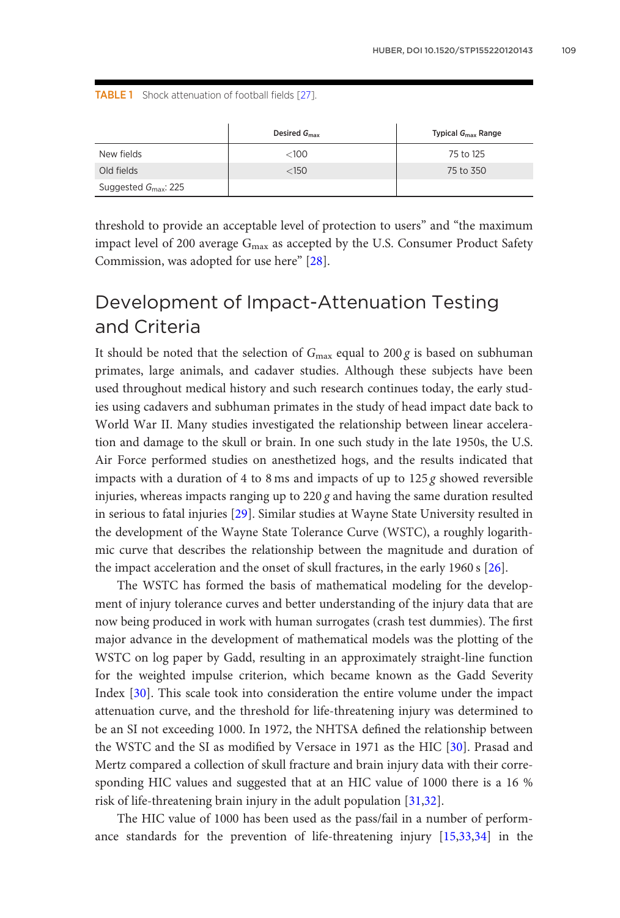TABLE 1 Shock attenuation of football fields [27].

| | Desired $G_{max}$ | Typical $G_{max}$ Range |
|---|---|---|
| New fields | <100 | 75 to 125 |
| Old fields | <150 | 75 to 350 |
| Suggested $G_{max}$: 225 | | |

threshold to provide an acceptable level of protection to users" and "the maximum impact level of 200 average $G_{max}$ as accepted by the U.S. Consumer Product Safety Commission, was adopted for use here" [28].

## Development of Impact-Attenuation Testing and Criteria

It should be noted that the selection of $G_{max}$ equal to 200 $g$ is based on subhuman primates, large animals, and cadaver studies. Although these subjects have been used throughout medical history and such research continues today, the early studies using cadavers and subhuman primates in the study of head impact date back to World War II. Many studies investigated the relationship between linear acceleration and damage to the skull or brain. In one such study in the late 1950s, the U.S. Air Force performed studies on anesthetized hogs, and the results indicated that impacts with a duration of 4 to 8 ms and impacts of up to 125 $g$ showed reversible injuries, whereas impacts ranging up to 220 $g$ and having the same duration resulted in serious to fatal injuries [29]. Similar studies at Wayne State University resulted in the development of the Wayne State Tolerance Curve (WSTC), a roughly logarithmic curve that describes the relationship between the magnitude and duration of the impact acceleration and the onset of skull fractures, in the early 1960 s [26].

The WSTC has formed the basis of mathematical modeling for the development of injury tolerance curves and better understanding of the injury data that are now being produced in work with human surrogates (crash test dummies). The first major advance in the development of mathematical models was the plotting of the WSTC on log paper by Gadd, resulting in an approximately straight-line function for the weighted impulse criterion, which became known as the Gadd Severity Index [30]. This scale took into consideration the entire volume under the impact attenuation curve, and the threshold for life-threatening injury was determined to be an SI not exceeding 1000. In 1972, the NHTSA defined the relationship between the WSTC and the SI as modified by Versace in 1971 as the HIC [30]. Prasad and Mertz compared a collection of skull fracture and brain injury data with their corresponding HIC values and suggested that at an HIC value of 1000 there is a 16 % risk of life-threatening brain injury in the adult population [31,32].

The HIC value of 1000 has been used as the pass/fail in a number of performance standards for the prevention of life-threatening injury [15,33,34] in the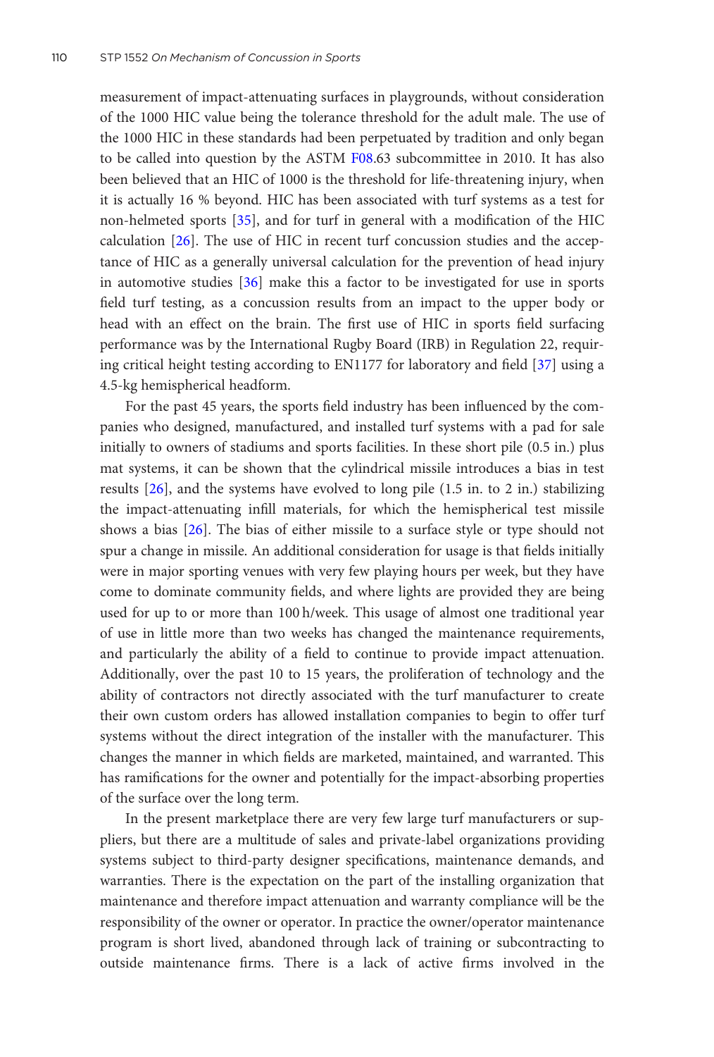measurement of impact-attenuating surfaces in playgrounds, without consideration of the 1000 HIC value being the tolerance threshold for the adult male. The use of the 1000 HIC in these standards had been perpetuated by tradition and only began to be called into question by the ASTM F08.63 subcommittee in 2010. It has also been believed that an HIC of 1000 is the threshold for life-threatening injury, when it is actually 16 % beyond. HIC has been associated with turf systems as a test for non-helmeted sports [35], and for turf in general with a modification of the HIC calculation [26]. The use of HIC in recent turf concussion studies and the acceptance of HIC as a generally universal calculation for the prevention of head injury in automotive studies [36] make this a factor to be investigated for use in sports field turf testing, as a concussion results from an impact to the upper body or head with an effect on the brain. The first use of HIC in sports field surfacing performance was by the International Rugby Board (IRB) in Regulation 22, requiring critical height testing according to EN1177 for laboratory and field [37] using a 4.5-kg hemispherical headform.

For the past 45 years, the sports field industry has been influenced by the companies who designed, manufactured, and installed turf systems with a pad for sale initially to owners of stadiums and sports facilities. In these short pile (0.5 in.) plus mat systems, it can be shown that the cylindrical missile introduces a bias in test results [26], and the systems have evolved to long pile (1.5 in. to 2 in.) stabilizing the impact-attenuating infill materials, for which the hemispherical test missile shows a bias [26]. The bias of either missile to a surface style or type should not spur a change in missile. An additional consideration for usage is that fields initially were in major sporting venues with very few playing hours per week, but they have come to dominate community fields, and where lights are provided they are being used for up to or more than 100 h/week. This usage of almost one traditional year of use in little more than two weeks has changed the maintenance requirements, and particularly the ability of a field to continue to provide impact attenuation. Additionally, over the past 10 to 15 years, the proliferation of technology and the ability of contractors not directly associated with the turf manufacturer to create their own custom orders has allowed installation companies to begin to offer turf systems without the direct integration of the installer with the manufacturer. This changes the manner in which fields are marketed, maintained, and warranted. This has ramifications for the owner and potentially for the impact-absorbing properties of the surface over the long term.

In the present marketplace there are very few large turf manufacturers or suppliers, but there are a multitude of sales and private-label organizations providing systems subject to third-party designer specifications, maintenance demands, and warranties. There is the expectation on the part of the installing organization that maintenance and therefore impact attenuation and warranty compliance will be the responsibility of the owner or operator. In practice the owner/operator maintenance program is short lived, abandoned through lack of training or subcontracting to outside maintenance firms. There is a lack of active firms involved in the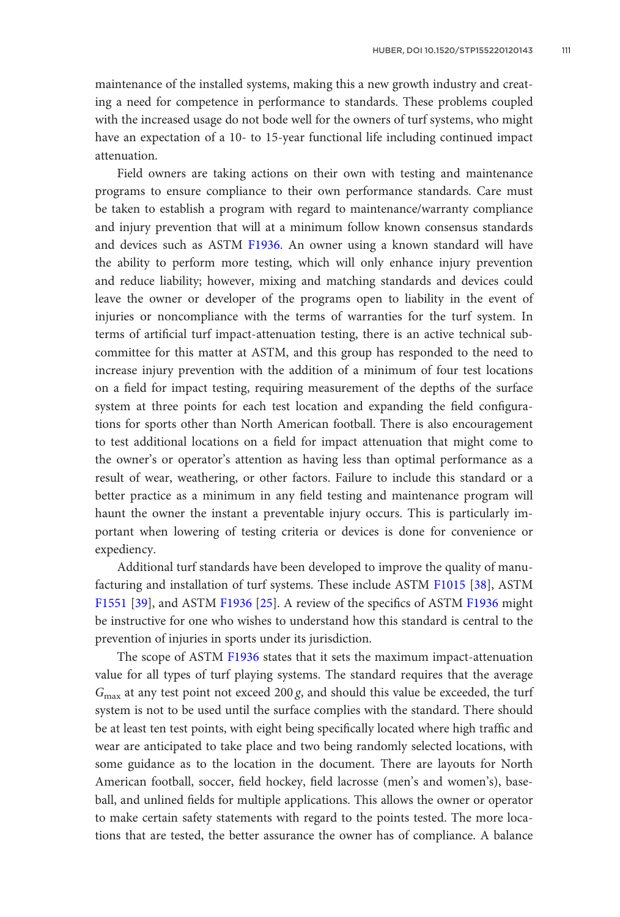maintenance of the installed systems, making this a new growth industry and creating a need for competence in performance to standards. These problems coupled with the increased usage do not bode well for the owners of turf systems, who might have an expectation of a 10- to 15-year functional life including continued impact attenuation.

Field owners are taking actions on their own with testing and maintenance programs to ensure compliance to their own performance standards. Care must be taken to establish a program with regard to maintenance/warranty compliance and injury prevention that will at a minimum follow known consensus standards and devices such as ASTM F1936. An owner using a known standard will have the ability to perform more testing, which will only enhance injury prevention and reduce liability; however, mixing and matching standards and devices could leave the owner or developer of the programs open to liability in the event of injuries or noncompliance with the terms of warranties for the turf system. In terms of artificial turf impact-attenuation testing, there is an active technical subcommittee for this matter at ASTM, and this group has responded to the need to increase injury prevention with the addition of a minimum of four test locations on a field for impact testing, requiring measurement of the depths of the surface system at three points for each test location and expanding the field configurations for sports other than North American football. There is also encouragement to test additional locations on a field for impact attenuation that might come to the owner's or operator's attention as having less than optimal performance as a result of wear, weathering, or other factors. Failure to include this standard or a better practice as a minimum in any field testing and maintenance program will haunt the owner the instant a preventable injury occurs. This is particularly important when lowering of testing criteria or devices is done for convenience or expediency.

Additional turf standards have been developed to improve the quality of manufacturing and installation of turf systems. These include ASTM F1015 [38], ASTM F1551 [39], and ASTM F1936 [25]. A review of the specifics of ASTM F1936 might be instructive for one who wishes to understand how this standard is central to the prevention of injuries in sports under its jurisdiction.

The scope of ASTM F1936 states that it sets the maximum impact-attenuation value for all types of turf playing systems. The standard requires that the average $G_{max}$ at any test point not exceed 200 $g$, and should this value be exceeded, the turf system is not to be used until the surface complies with the standard. There should be at least ten test points, with eight being specifically located where high traffic and wear are anticipated to take place and two being randomly selected locations, with some guidance as to the location in the document. There are layouts for North American football, soccer, field hockey, field lacrosse (men's and women's), baseball, and unlined fields for multiple applications. This allows the owner or operator to make certain safety statements with regard to the points tested. The more locations that are tested, the better assurance the owner has of compliance. A balance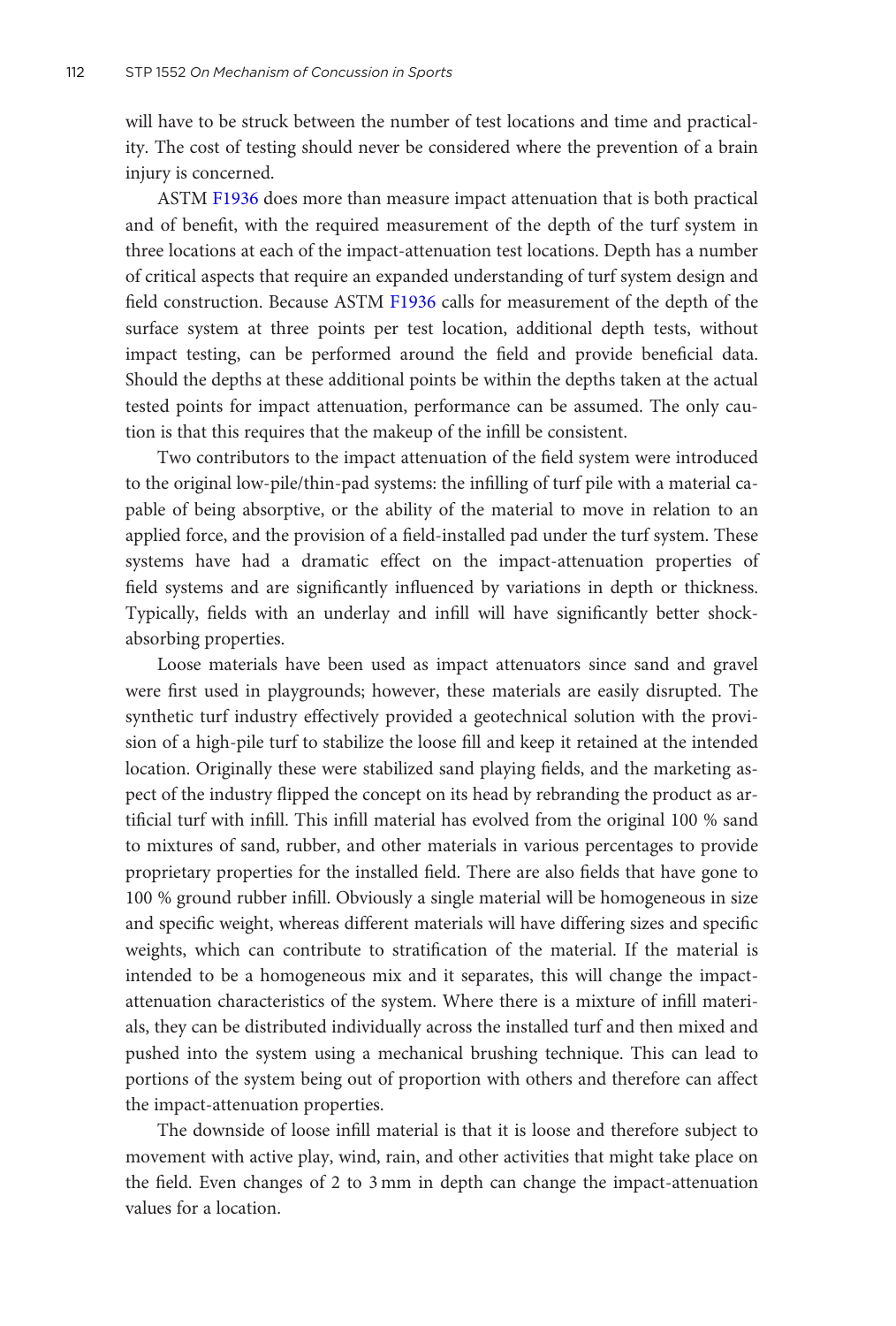will have to be struck between the number of test locations and time and practicality. The cost of testing should never be considered where the prevention of a brain injury is concerned.

ASTM F1936 does more than measure impact attenuation that is both practical and of benefit, with the required measurement of the depth of the turf system in three locations at each of the impact-attenuation test locations. Depth has a number of critical aspects that require an expanded understanding of turf system design and field construction. Because ASTM F1936 calls for measurement of the depth of the surface system at three points per test location, additional depth tests, without impact testing, can be performed around the field and provide beneficial data. Should the depths at these additional points be within the depths taken at the actual tested points for impact attenuation, performance can be assumed. The only caution is that this requires that the makeup of the infill be consistent.

Two contributors to the impact attenuation of the field system were introduced to the original low-pile/thin-pad systems: the infilling of turf pile with a material capable of being absorptive, or the ability of the material to move in relation to an applied force, and the provision of a field-installed pad under the turf system. These systems have had a dramatic effect on the impact-attenuation properties of field systems and are significantly influenced by variations in depth or thickness. Typically, fields with an underlay and infill will have significantly better shock-absorbing properties.

Loose materials have been used as impact attenuators since sand and gravel were first used in playgrounds; however, these materials are easily disrupted. The synthetic turf industry effectively provided a geotechnical solution with the provision of a high-pile turf to stabilize the loose fill and keep it retained at the intended location. Originally these were stabilized sand playing fields, and the marketing aspect of the industry flipped the concept on its head by rebranding the product as artificial turf with infill. This infill material has evolved from the original 100 % sand to mixtures of sand, rubber, and other materials in various percentages to provide proprietary properties for the installed field. There are also fields that have gone to 100 % ground rubber infill. Obviously a single material will be homogeneous in size and specific weight, whereas different materials will have differing sizes and specific weights, which can contribute to stratification of the material. If the material is intended to be a homogeneous mix and it separates, this will change the impact-attenuation characteristics of the system. Where there is a mixture of infill materials, they can be distributed individually across the installed turf and then mixed and pushed into the system using a mechanical brushing technique. This can lead to portions of the system being out of proportion with others and therefore can affect the impact-attenuation properties.

The downside of loose infill material is that it is loose and therefore subject to movement with active play, wind, rain, and other activities that might take place on the field. Even changes of 2 to 3 mm in depth can change the impact-attenuation values for a location.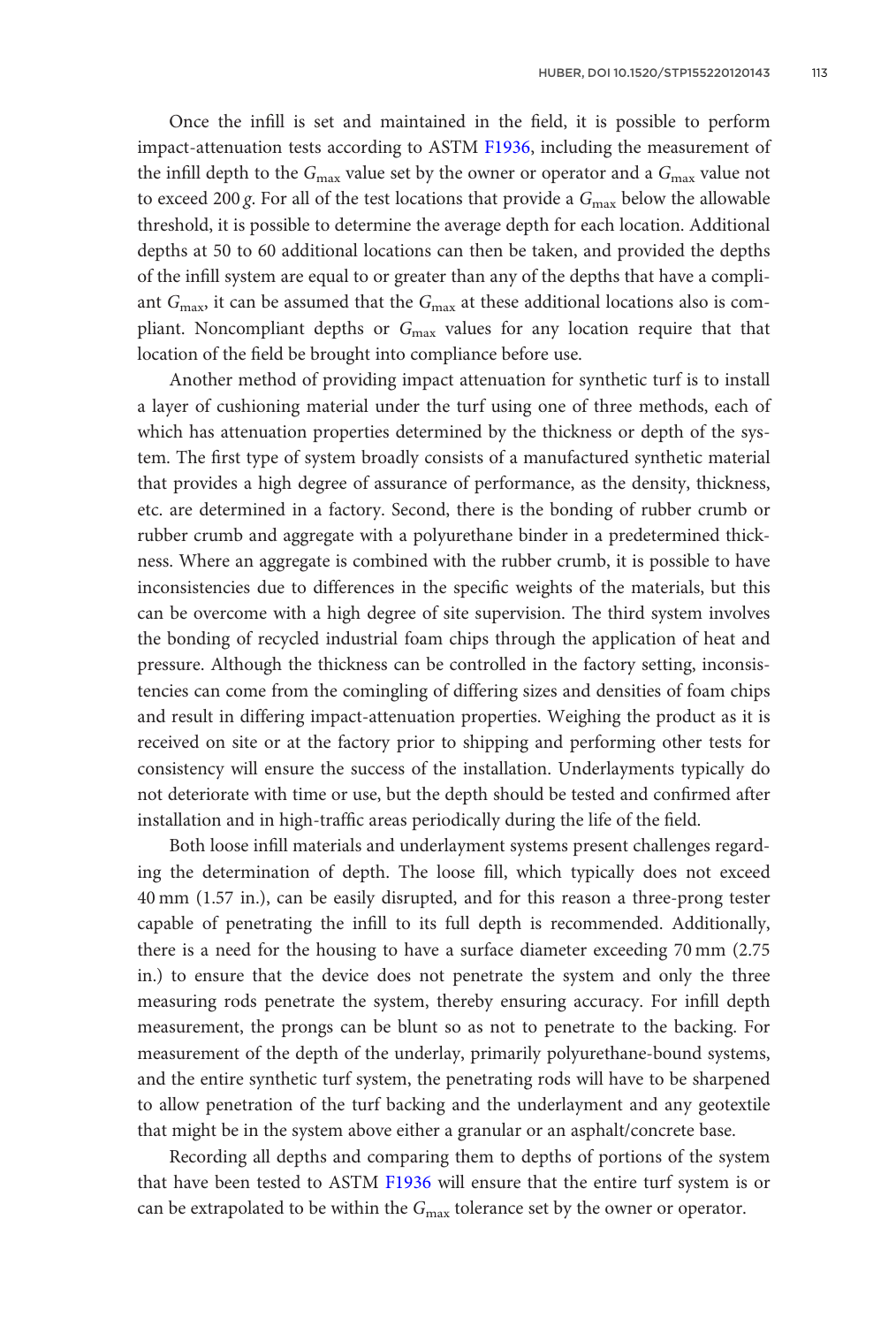Once the infill is set and maintained in the field, it is possible to perform impact-attenuation tests according to ASTM F1936, including the measurement of the infill depth to the $G_{max}$ value set by the owner or operator and a $G_{max}$ value not to exceed 200 *g*. For all of the test locations that provide a $G_{max}$ below the allowable threshold, it is possible to determine the average depth for each location. Additional depths at 50 to 60 additional locations can then be taken, and provided the depths of the infill system are equal to or greater than any of the depths that have a compliant $G_{max}$, it can be assumed that the $G_{max}$ at these additional locations also is compliant. Noncompliant depths or $G_{max}$ values for any location require that that location of the field be brought into compliance before use.

Another method of providing impact attenuation for synthetic turf is to install a layer of cushioning material under the turf using one of three methods, each of which has attenuation properties determined by the thickness or depth of the system. The first type of system broadly consists of a manufactured synthetic material that provides a high degree of assurance of performance, as the density, thickness, etc. are determined in a factory. Second, there is the bonding of rubber crumb or rubber crumb and aggregate with a polyurethane binder in a predetermined thickness. Where an aggregate is combined with the rubber crumb, it is possible to have inconsistencies due to differences in the specific weights of the materials, but this can be overcome with a high degree of site supervision. The third system involves the bonding of recycled industrial foam chips through the application of heat and pressure. Although the thickness can be controlled in the factory setting, inconsistencies can come from the comingling of differing sizes and densities of foam chips and result in differing impact-attenuation properties. Weighing the product as it is received on site or at the factory prior to shipping and performing other tests for consistency will ensure the success of the installation. Underlayments typically do not deteriorate with time or use, but the depth should be tested and confirmed after installation and in high-traffic areas periodically during the life of the field.

Both loose infill materials and underlayment systems present challenges regarding the determination of depth. The loose fill, which typically does not exceed 40 mm (1.57 in.), can be easily disrupted, and for this reason a three-prong tester capable of penetrating the infill to its full depth is recommended. Additionally, there is a need for the housing to have a surface diameter exceeding 70 mm (2.75 in.) to ensure that the device does not penetrate the system and only the three measuring rods penetrate the system, thereby ensuring accuracy. For infill depth measurement, the prongs can be blunt so as not to penetrate to the backing. For measurement of the depth of the underlay, primarily polyurethane-bound systems, and the entire synthetic turf system, the penetrating rods will have to be sharpened to allow penetration of the turf backing and the underlayment and any geotextile that might be in the system above either a granular or an asphalt/concrete base.

Recording all depths and comparing them to depths of portions of the system that have been tested to ASTM F1936 will ensure that the entire turf system is or can be extrapolated to be within the $G_{max}$ tolerance set by the owner or operator.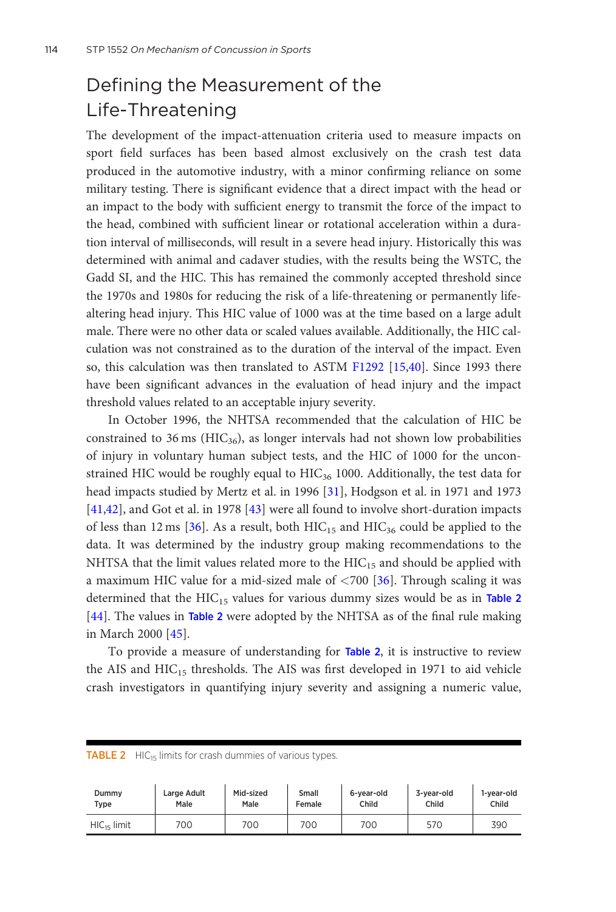## Defining the Measurement of the Life-Threatening

The development of the impact-attenuation criteria used to measure impacts on sport field surfaces has been based almost exclusively on the crash test data produced in the automotive industry, with a minor confirming reliance on some military testing. There is significant evidence that a direct impact with the head or an impact to the body with sufficient energy to transmit the force of the impact to the head, combined with sufficient linear or rotational acceleration within a duration interval of milliseconds, will result in a severe head injury. Historically this was determined with animal and cadaver studies, with the results being the WSTC, the Gadd SI, and the HIC. This has remained the commonly accepted threshold since the 1970s and 1980s for reducing the risk of a life-threatening or permanently life-altering head injury. This HIC value of 1000 was at the time based on a large adult male. There were no other data or scaled values available. Additionally, the HIC calculation was not constrained as to the duration of the interval of the impact. Even so, this calculation was then translated to ASTM F1292 [15,40]. Since 1993 there have been significant advances in the evaluation of head injury and the impact threshold values related to an acceptable injury severity.

In October 1996, the NHTSA recommended that the calculation of HIC be constrained to 36 ms ($HIC_{36}$), as longer intervals had not shown low probabilities of injury in voluntary human subject tests, and the HIC of 1000 for the unconstrained HIC would be roughly equal to $HIC_{36}$ 1000. Additionally, the test data for head impacts studied by Mertz et al. in 1996 [31], Hodgson et al. in 1971 and 1973 [41,42], and Got et al. in 1978 [43] were all found to involve short-duration impacts of less than 12 ms [36]. As a result, both $HIC_{15}$ and $HIC_{36}$ could be applied to the data. It was determined by the industry group making recommendations to the NHTSA that the limit values related more to the $HIC_{15}$ and should be applied with a maximum HIC value for a mid-sized male of <700 [36]. Through scaling it was determined that the $HIC_{15}$ values for various dummy sizes would be as in Table 2 [44]. The values in Table 2 were adopted by the NHTSA as of the final rule making in March 2000 [45].

To provide a measure of understanding for Table 2, it is instructive to review the AIS and $HIC_{15}$ thresholds. The AIS was first developed in 1971 to aid vehicle crash investigators in quantifying injury severity and assigning a numeric value,

**TABLE 2** $HIC_{15}$ limits for crash dummies of various types.

| Dummy Type | Large Adult Male | Mid-sized Male | Small Female | 6-year-old Child | 3-year-old Child | 1-year-old Child |
|---|---|---|---|---|---|---|
| $HIC_{15}$ limit | 700 | 700 | 700 | 700 | 570 | 390 |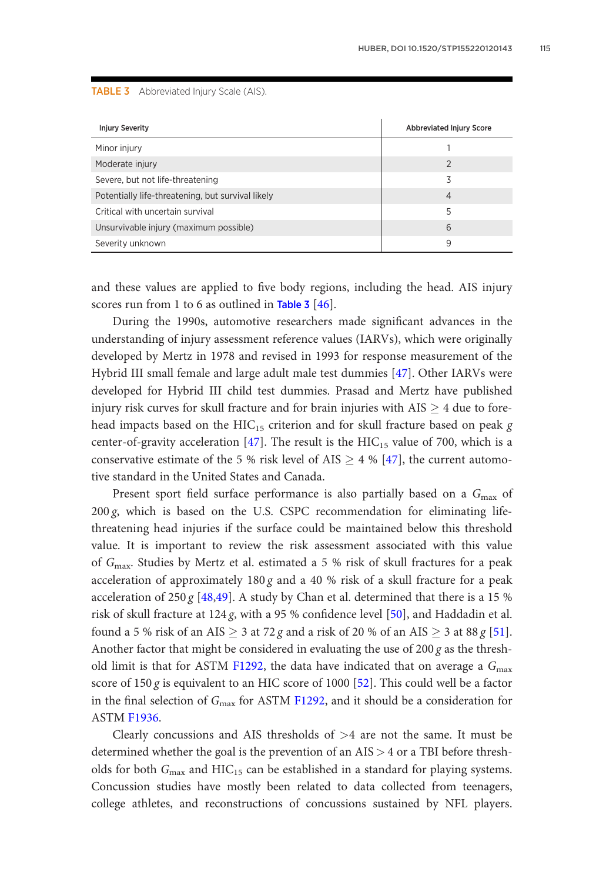**TABLE 3** Abbreviated Injury Scale (AIS).

| Injury Severity | Abbreviated Injury Score |
|---|---|
| Minor injury | 1 |
| Moderate injury | 2 |
| Severe, but not life-threatening | 3 |
| Potentially life-threatening, but survival likely | 4 |
| Critical with uncertain survival | 5 |
| Unsurvivable injury (maximum possible) | 6 |
| Severity unknown | 9 |

and these values are applied to five body regions, including the head. AIS injury scores run from 1 to 6 as outlined in Table 3 [46].

During the 1990s, automotive researchers made significant advances in the understanding of injury assessment reference values (IARVs), which were originally developed by Mertz in 1978 and revised in 1993 for response measurement of the Hybrid III small female and large adult male test dummies [47]. Other IARVs were developed for Hybrid III child test dummies. Prasad and Mertz have published injury risk curves for skull fracture and for brain injuries with AIS $\geq 4$ due to forehead impacts based on the $HIC_{15}$ criterion and for skull fracture based on peak $g$ center-of-gravity acceleration [47]. The result is the $HIC_{15}$ value of 700, which is a conservative estimate of the 5 % risk level of AIS $\geq 4$ % [47], the current automotive standard in the United States and Canada.

Present sport field surface performance is also partially based on a $G_{max}$ of 200 $g$, which is based on the U.S. CSPC recommendation for eliminating life-threatening head injuries if the surface could be maintained below this threshold value. It is important to review the risk assessment associated with this value of $G_{max}$. Studies by Mertz et al. estimated a 5 % risk of skull fractures for a peak acceleration of approximately 180 $g$ and a 40 % risk of a skull fracture for a peak acceleration of 250 $g$ [48,49]. A study by Chan et al. determined that there is a 15 % risk of skull fracture at 124 $g$, with a 95 % confidence level [50], and Haddadin et al. found a 5 % risk of an AIS $\geq 3$ at 72 $g$ and a risk of 20 % of an AIS $\geq 3$ at 88 $g$ [51]. Another factor that might be considered in evaluating the use of 200 $g$ as the threshold limit is that for ASTM F1292, the data have indicated that on average a $G_{max}$ score of 150 $g$ is equivalent to an HIC score of 1000 [52]. This could well be a factor in the final selection of $G_{max}$ for ASTM F1292, and it should be a consideration for ASTM F1936.

Clearly concussions and AIS thresholds of $>4$ are not the same. It must be determined whether the goal is the prevention of an AIS $> 4$ or a TBI before thresholds for both $G_{max}$ and $HIC_{15}$ can be established in a standard for playing systems. Concussion studies have mostly been related to data collected from teenagers, college athletes, and reconstructions of concussions sustained by NFL players.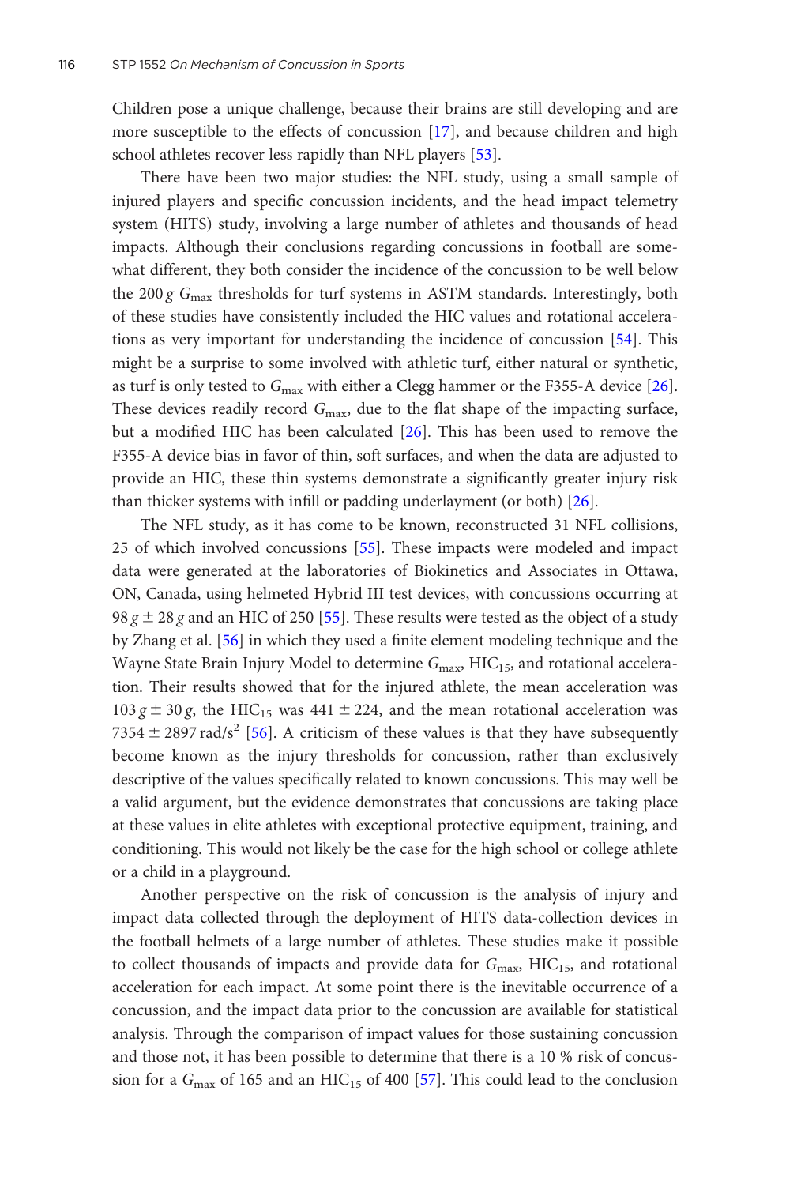Children pose a unique challenge, because their brains are still developing and are more susceptible to the effects of concussion [17], and because children and high school athletes recover less rapidly than NFL players [53].

There have been two major studies: the NFL study, using a small sample of injured players and specific concussion incidents, and the head impact telemetry system (HITS) study, involving a large number of athletes and thousands of head impacts. Although their conclusions regarding concussions in football are somewhat different, they both consider the incidence of the concussion to be well below the 200 $g$ $G_{max}$ thresholds for turf systems in ASTM standards. Interestingly, both of these studies have consistently included the HIC values and rotational accelerations as very important for understanding the incidence of concussion [54]. This might be a surprise to some involved with athletic turf, either natural or synthetic, as turf is only tested to $G_{max}$ with either a Clegg hammer or the F355-A device [26]. These devices readily record $G_{max}$, due to the flat shape of the impacting surface, but a modified HIC has been calculated [26]. This has been used to remove the F355-A device bias in favor of thin, soft surfaces, and when the data are adjusted to provide an HIC, these thin systems demonstrate a significantly greater injury risk than thicker systems with infill or padding underlayment (or both) [26].

The NFL study, as it has come to be known, reconstructed 31 NFL collisions, 25 of which involved concussions [55]. These impacts were modeled and impact data were generated at the laboratories of Biokinetics and Associates in Ottawa, ON, Canada, using helmeted Hybrid III test devices, with concussions occurring at $98\,g \pm 28\,g$ and an HIC of 250 [55]. These results were tested as the object of a study by Zhang et al. [56] in which they used a finite element modeling technique and the Wayne State Brain Injury Model to determine $G_{max}$, $HIC_{15}$, and rotational acceleration. Their results showed that for the injured athlete, the mean acceleration was $103\,g \pm 30\,g$, the $HIC_{15}$ was $441 \pm 224$, and the mean rotational acceleration was $7354 \pm 2897$ rad/s$^2$ [56]. A criticism of these values is that they have subsequently become known as the injury thresholds for concussion, rather than exclusively descriptive of the values specifically related to known concussions. This may well be a valid argument, but the evidence demonstrates that concussions are taking place at these values in elite athletes with exceptional protective equipment, training, and conditioning. This would not likely be the case for the high school or college athlete or a child in a playground.

Another perspective on the risk of concussion is the analysis of injury and impact data collected through the deployment of HITS data-collection devices in the football helmets of a large number of athletes. These studies make it possible to collect thousands of impacts and provide data for $G_{max}$, $HIC_{15}$, and rotational acceleration for each impact. At some point there is the inevitable occurrence of a concussion, and the impact data prior to the concussion are available for statistical analysis. Through the comparison of impact values for those sustaining concussion and those not, it has been possible to determine that there is a 10 % risk of concussion for a $G_{max}$ of 165 and an $HIC_{15}$ of 400 [57]. This could lead to the conclusion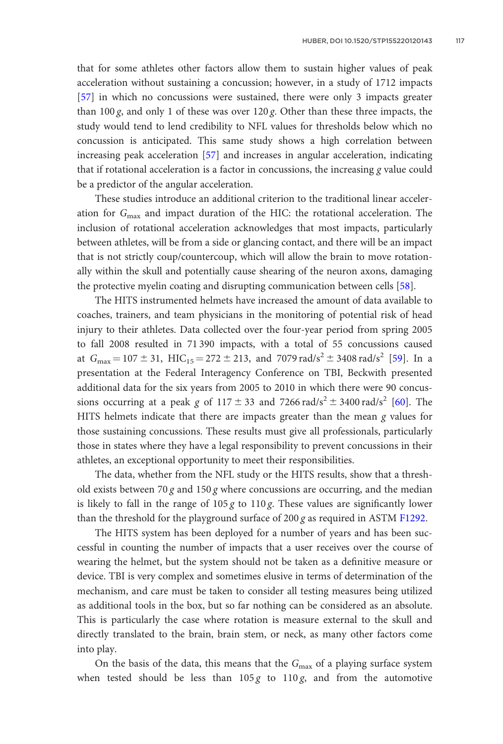that for some athletes other factors allow them to sustain higher values of peak acceleration without sustaining a concussion; however, in a study of 1712 impacts [57] in which no concussions were sustained, there were only 3 impacts greater than 100 $g$, and only 1 of these was over 120 $g$. Other than these three impacts, the study would tend to lend credibility to NFL values for thresholds below which no concussion is anticipated. This same study shows a high correlation between increasing peak acceleration [57] and increases in angular acceleration, indicating that if rotational acceleration is a factor in concussions, the increasing $g$ value could be a predictor of the angular acceleration.

These studies introduce an additional criterion to the traditional linear acceleration for $G_{max}$ and impact duration of the HIC: the rotational acceleration. The inclusion of rotational acceleration acknowledges that most impacts, particularly between athletes, will be from a side or glancing contact, and there will be an impact that is not strictly coup/countercoup, which will allow the brain to move rotationally within the skull and potentially cause shearing of the neuron axons, damaging the protective myelin coating and disrupting communication between cells [58].

The HITS instrumented helmets have increased the amount of data available to coaches, trainers, and team physicians in the monitoring of potential risk of head injury to their athletes. Data collected over the four-year period from spring 2005 to fall 2008 resulted in 71 390 impacts, with a total of 55 concussions caused at $G_{max} = 107 \pm 31$, $HIC_{15} = 272 \pm 213$, and $7079\ rad/s^2 \pm 3408\ rad/s^2$ [59]. In a presentation at the Federal Interagency Conference on TBI, Beckwith presented additional data for the six years from 2005 to 2010 in which there were 90 concussions occurring at a peak $g$ of $117 \pm 33$ and $7266\ rad/s^2 \pm 3400\ rad/s^2$ [60]. The HITS helmets indicate that there are impacts greater than the mean $g$ values for those sustaining concussions. These results must give all professionals, particularly those in states where they have a legal responsibility to prevent concussions in their athletes, an exceptional opportunity to meet their responsibilities.

The data, whether from the NFL study or the HITS results, show that a threshold exists between 70 $g$ and 150 $g$ where concussions are occurring, and the median is likely to fall in the range of 105 $g$ to 110 $g$. These values are significantly lower than the threshold for the playground surface of 200 $g$ as required in ASTM F1292.

The HITS system has been deployed for a number of years and has been successful in counting the number of impacts that a user receives over the course of wearing the helmet, but the system should not be taken as a definitive measure or device. TBI is very complex and sometimes elusive in terms of determination of the mechanism, and care must be taken to consider all testing measures being utilized as additional tools in the box, but so far nothing can be considered as an absolute. This is particularly the case where rotation is measure external to the skull and directly translated to the brain, brain stem, or neck, as many other factors come into play.

On the basis of the data, this means that the $G_{max}$ of a playing surface system when tested should be less than 105 $g$ to 110 $g$, and from the automotive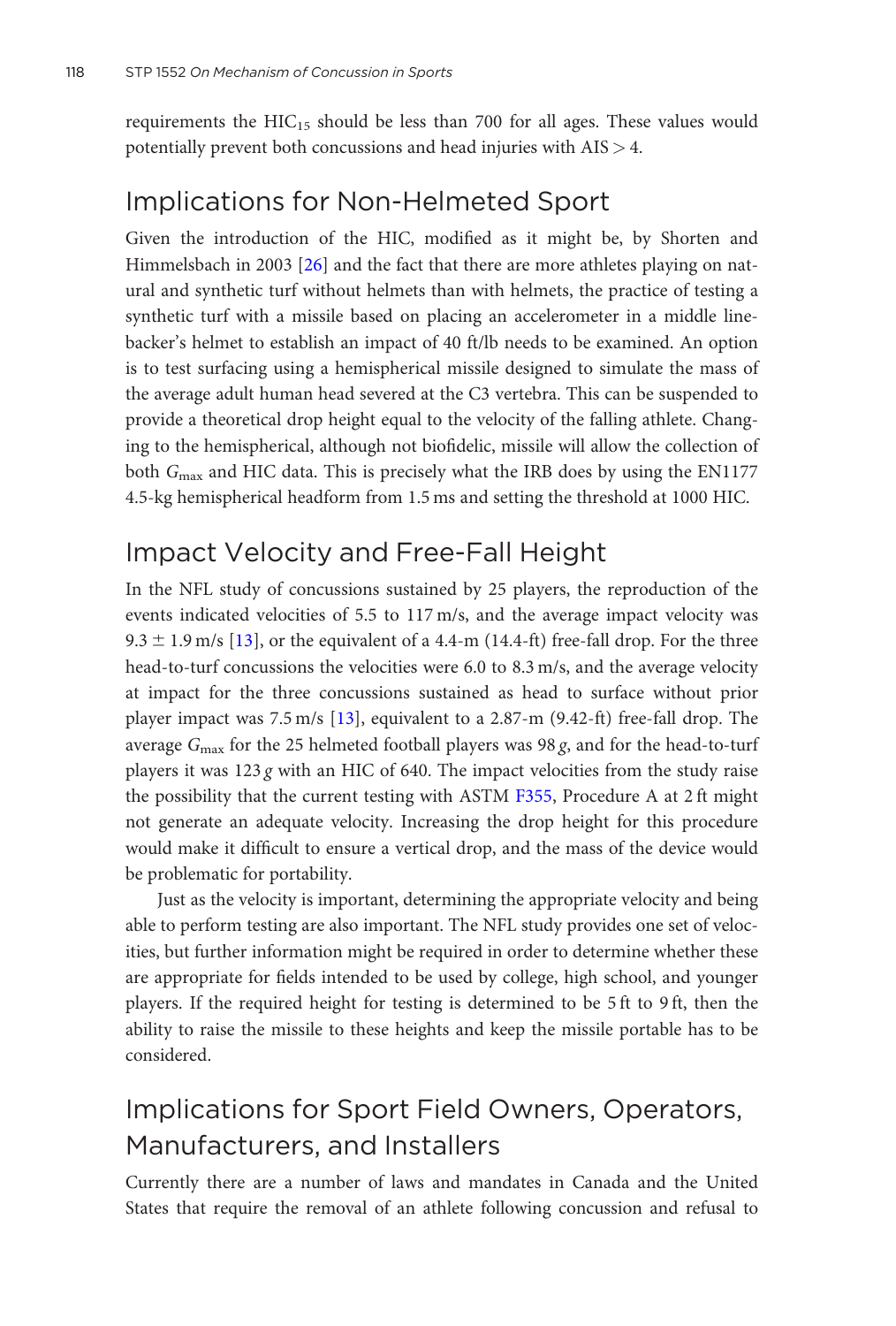requirements the $HIC_{15}$ should be less than 700 for all ages. These values would potentially prevent both concussions and head injuries with AIS > 4.

## Implications for Non-Helmeted Sport

Given the introduction of the HIC, modified as it might be, by Shorten and Himmelsbach in 2003 [26] and the fact that there are more athletes playing on natural and synthetic turf without helmets than with helmets, the practice of testing a synthetic turf with a missile based on placing an accelerometer in a middle linebacker's helmet to establish an impact of 40 ft/lb needs to be examined. An option is to test surfacing using a hemispherical missile designed to simulate the mass of the average adult human head severed at the C3 vertebra. This can be suspended to provide a theoretical drop height equal to the velocity of the falling athlete. Changing to the hemispherical, although not biofidelic, missile will allow the collection of both $G_{max}$ and HIC data. This is precisely what the IRB does by using the EN1177 4.5-kg hemispherical headform from 1.5 ms and setting the threshold at 1000 HIC.

## Impact Velocity and Free-Fall Height

In the NFL study of concussions sustained by 25 players, the reproduction of the events indicated velocities of 5.5 to 117 m/s, and the average impact velocity was 9.3 ± 1.9 m/s [13], or the equivalent of a 4.4-m (14.4-ft) free-fall drop. For the three head-to-turf concussions the velocities were 6.0 to 8.3 m/s, and the average velocity at impact for the three concussions sustained as head to surface without prior player impact was 7.5 m/s [13], equivalent to a 2.87-m (9.42-ft) free-fall drop. The average $G_{max}$ for the 25 helmeted football players was 98 *g*, and for the head-to-turf players it was 123 *g* with an HIC of 640. The impact velocities from the study raise the possibility that the current testing with ASTM F355, Procedure A at 2 ft might not generate an adequate velocity. Increasing the drop height for this procedure would make it difficult to ensure a vertical drop, and the mass of the device would be problematic for portability.

Just as the velocity is important, determining the appropriate velocity and being able to perform testing are also important. The NFL study provides one set of velocities, but further information might be required in order to determine whether these are appropriate for fields intended to be used by college, high school, and younger players. If the required height for testing is determined to be 5 ft to 9 ft, then the ability to raise the missile to these heights and keep the missile portable has to be considered.

## Implications for Sport Field Owners, Operators, Manufacturers, and Installers

Currently there are a number of laws and mandates in Canada and the United States that require the removal of an athlete following concussion and refusal to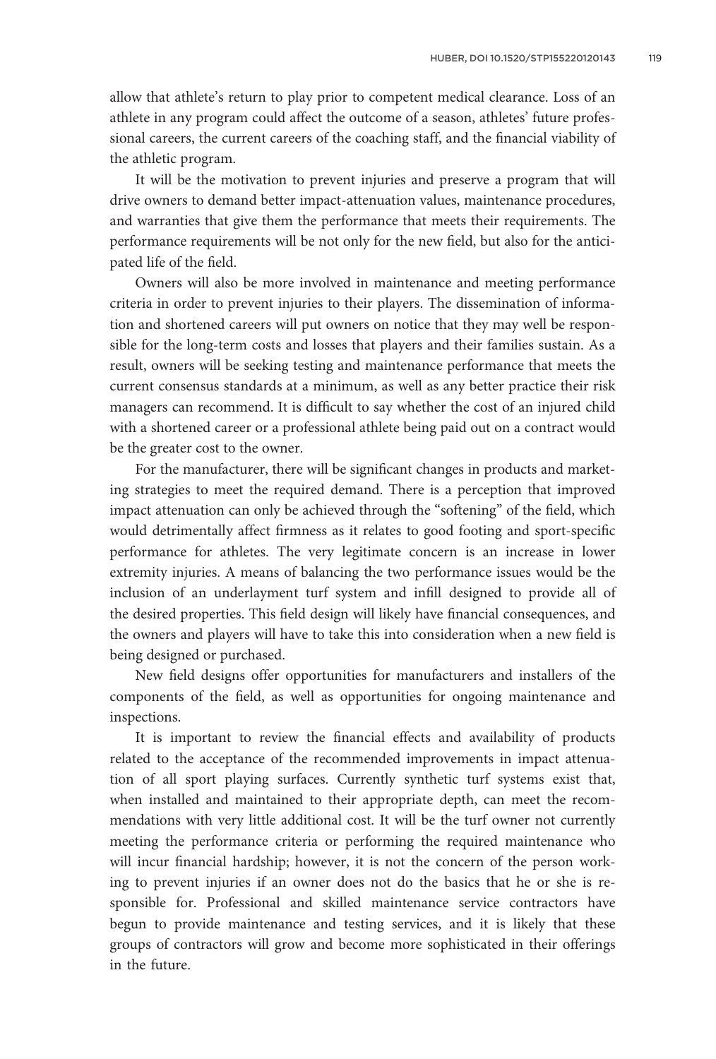allow that athlete's return to play prior to competent medical clearance. Loss of an athlete in any program could affect the outcome of a season, athletes' future professional careers, the current careers of the coaching staff, and the financial viability of the athletic program.

It will be the motivation to prevent injuries and preserve a program that will drive owners to demand better impact-attenuation values, maintenance procedures, and warranties that give them the performance that meets their requirements. The performance requirements will be not only for the new field, but also for the anticipated life of the field.

Owners will also be more involved in maintenance and meeting performance criteria in order to prevent injuries to their players. The dissemination of information and shortened careers will put owners on notice that they may well be responsible for the long-term costs and losses that players and their families sustain. As a result, owners will be seeking testing and maintenance performance that meets the current consensus standards at a minimum, as well as any better practice their risk managers can recommend. It is difficult to say whether the cost of an injured child with a shortened career or a professional athlete being paid out on a contract would be the greater cost to the owner.

For the manufacturer, there will be significant changes in products and marketing strategies to meet the required demand. There is a perception that improved impact attenuation can only be achieved through the "softening" of the field, which would detrimentally affect firmness as it relates to good footing and sport-specific performance for athletes. The very legitimate concern is an increase in lower extremity injuries. A means of balancing the two performance issues would be the inclusion of an underlayment turf system and infill designed to provide all of the desired properties. This field design will likely have financial consequences, and the owners and players will have to take this into consideration when a new field is being designed or purchased.

New field designs offer opportunities for manufacturers and installers of the components of the field, as well as opportunities for ongoing maintenance and inspections.

It is important to review the financial effects and availability of products related to the acceptance of the recommended improvements in impact attenuation of all sport playing surfaces. Currently synthetic turf systems exist that, when installed and maintained to their appropriate depth, can meet the recommendations with very little additional cost. It will be the turf owner not currently meeting the performance criteria or performing the required maintenance who will incur financial hardship; however, it is not the concern of the person working to prevent injuries if an owner does not do the basics that he or she is responsible for. Professional and skilled maintenance service contractors have begun to provide maintenance and testing services, and it is likely that these groups of contractors will grow and become more sophisticated in their offerings in the future.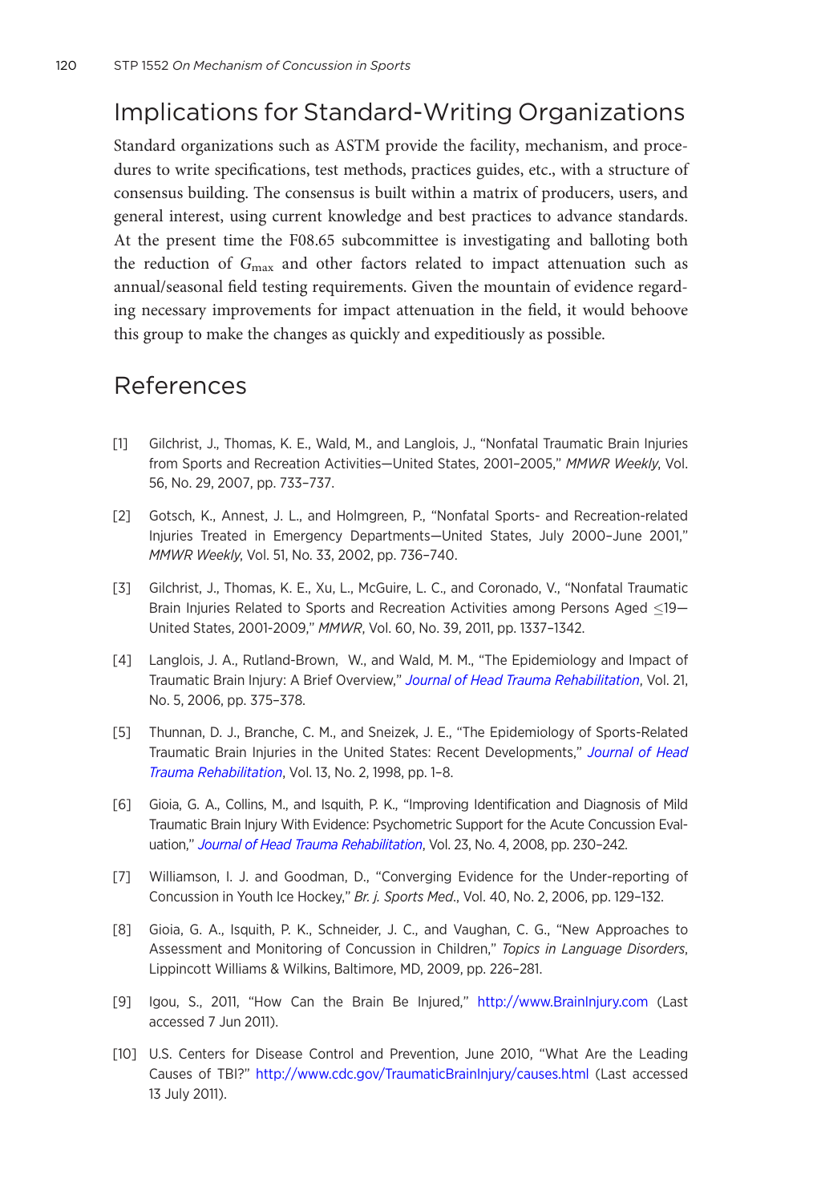## Implications for Standard-Writing Organizations

Standard organizations such as ASTM provide the facility, mechanism, and procedures to write specifications, test methods, practices guides, etc., with a structure of consensus building. The consensus is built within a matrix of producers, users, and general interest, using current knowledge and best practices to advance standards. At the present time the F08.65 subcommittee is investigating and balloting both the reduction of $G_{max}$ and other factors related to impact attenuation such as annual/seasonal field testing requirements. Given the mountain of evidence regarding necessary improvements for impact attenuation in the field, it would behoove this group to make the changes as quickly and expeditiously as possible.

## References

[1] Gilchrist, J., Thomas, K. E., Wald, M., and Langlois, J., "Nonfatal Traumatic Brain Injuries from Sports and Recreation Activities—United States, 2001–2005," *MMWR Weekly*, Vol. 56, No. 29, 2007, pp. 733–737.

[2] Gotsch, K., Annest, J. L., and Holmgreen, P., "Nonfatal Sports- and Recreation-related Injuries Treated in Emergency Departments—United States, July 2000–June 2001," *MMWR Weekly*, Vol. 51, No. 33, 2002, pp. 736–740.

[3] Gilchrist, J., Thomas, K. E., Xu, L., McGuire, L. C., and Coronado, V., "Nonfatal Traumatic Brain Injuries Related to Sports and Recreation Activities among Persons Aged ≤19—United States, 2001-2009," *MMWR*, Vol. 60, No. 39, 2011, pp. 1337–1342.

[4] Langlois, J. A., Rutland-Brown, W., and Wald, M. M., "The Epidemiology and Impact of Traumatic Brain Injury: A Brief Overview," *Journal of Head Trauma Rehabilitation*, Vol. 21, No. 5, 2006, pp. 375–378.

[5] Thunnan, D. J., Branche, C. M., and Sneizek, J. E., "The Epidemiology of Sports-Related Traumatic Brain Injuries in the United States: Recent Developments," *Journal of Head Trauma Rehabilitation*, Vol. 13, No. 2, 1998, pp. 1–8.

[6] Gioia, G. A., Collins, M., and Isquith, P. K., "Improving Identification and Diagnosis of Mild Traumatic Brain Injury With Evidence: Psychometric Support for the Acute Concussion Evaluation," *Journal of Head Trauma Rehabilitation*, Vol. 23, No. 4, 2008, pp. 230–242.

[7] Williamson, I. J. and Goodman, D., "Converging Evidence for the Under-reporting of Concussion in Youth Ice Hockey," *Br. j. Sports Med.*, Vol. 40, No. 2, 2006, pp. 129–132.

[8] Gioia, G. A., Isquith, P. K., Schneider, J. C., and Vaughan, C. G., "New Approaches to Assessment and Monitoring of Concussion in Children," *Topics in Language Disorders*, Lippincott Williams & Wilkins, Baltimore, MD, 2009, pp. 226–281.

[9] Igou, S., 2011, "How Can the Brain Be Injured," http://www.BrainInjury.com (Last accessed 7 Jun 2011).

[10] U.S. Centers for Disease Control and Prevention, June 2010, "What Are the Leading Causes of TBI?" http://www.cdc.gov/TraumaticBrainInjury/causes.html (Last accessed 13 July 2011).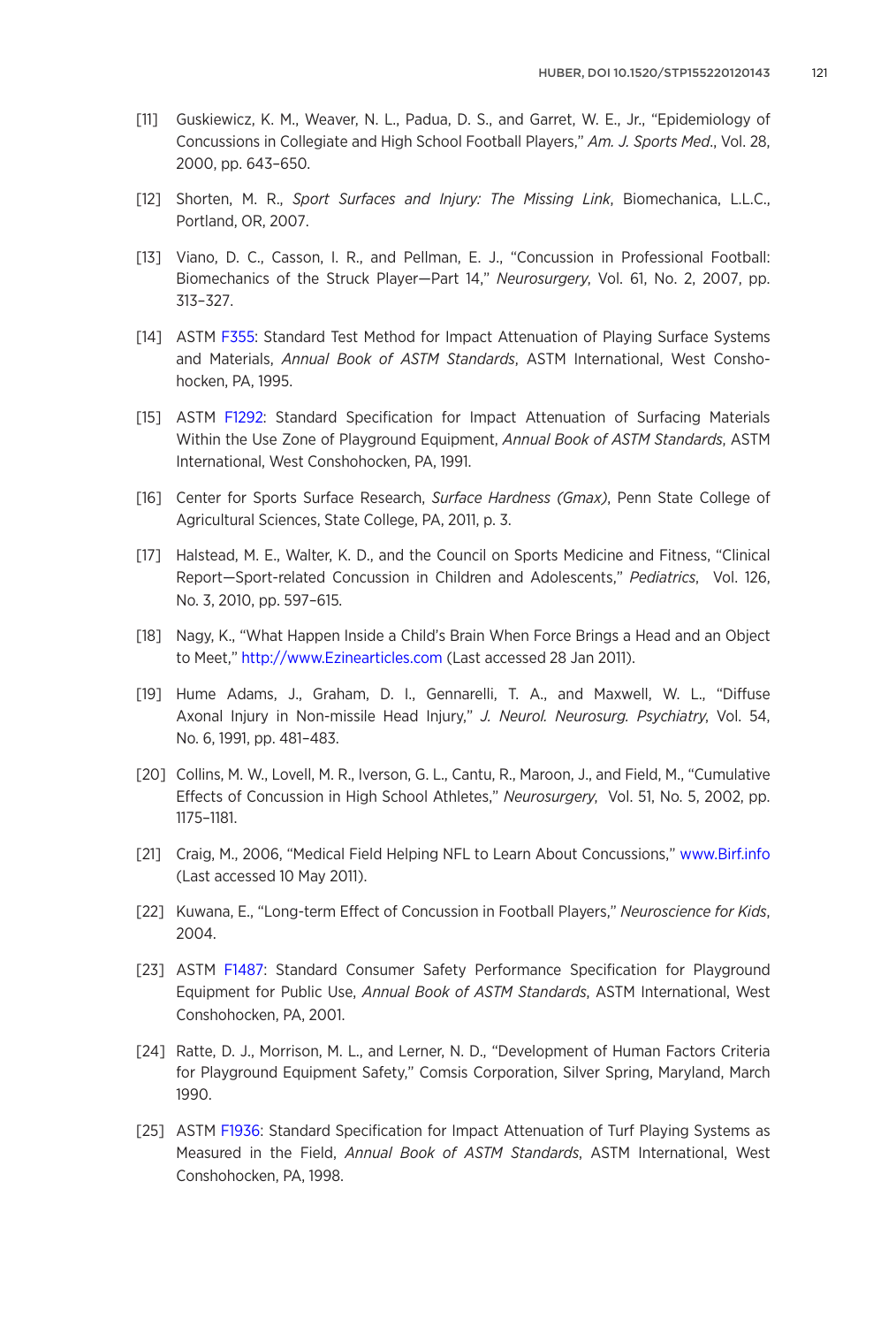[11] Guskiewicz, K. M., Weaver, N. L., Padua, D. S., and Garret, W. E., Jr., "Epidemiology of Concussions in Collegiate and High School Football Players," *Am. J. Sports Med.*, Vol. 28, 2000, pp. 643–650.

[12] Shorten, M. R., *Sport Surfaces and Injury: The Missing Link*, Biomechanica, L.L.C., Portland, OR, 2007.

[13] Viano, D. C., Casson, I. R., and Pellman, E. J., "Concussion in Professional Football: Biomechanics of the Struck Player—Part 14," *Neurosurgery*, Vol. 61, No. 2, 2007, pp. 313–327.

[14] ASTM F355: Standard Test Method for Impact Attenuation of Playing Surface Systems and Materials, *Annual Book of ASTM Standards*, ASTM International, West Conshohocken, PA, 1995.

[15] ASTM F1292: Standard Specification for Impact Attenuation of Surfacing Materials Within the Use Zone of Playground Equipment, *Annual Book of ASTM Standards*, ASTM International, West Conshohocken, PA, 1991.

[16] Center for Sports Surface Research, *Surface Hardness (Gmax)*, Penn State College of Agricultural Sciences, State College, PA, 2011, p. 3.

[17] Halstead, M. E., Walter, K. D., and the Council on Sports Medicine and Fitness, "Clinical Report—Sport-related Concussion in Children and Adolescents," *Pediatrics*, Vol. 126, No. 3, 2010, pp. 597–615.

[18] Nagy, K., "What Happen Inside a Child's Brain When Force Brings a Head and an Object to Meet," http://www.Ezinearticles.com (Last accessed 28 Jan 2011).

[19] Hume Adams, J., Graham, D. I., Gennarelli, T. A., and Maxwell, W. L., "Diffuse Axonal Injury in Non-missile Head Injury," *J. Neurol. Neurosurg. Psychiatry*, Vol. 54, No. 6, 1991, pp. 481–483.

[20] Collins, M. W., Lovell, M. R., Iverson, G. L., Cantu, R., Maroon, J., and Field, M., "Cumulative Effects of Concussion in High School Athletes," *Neurosurgery*, Vol. 51, No. 5, 2002, pp. 1175–1181.

[21] Craig, M., 2006, "Medical Field Helping NFL to Learn About Concussions," www.Birf.info (Last accessed 10 May 2011).

[22] Kuwana, E., "Long-term Effect of Concussion in Football Players," *Neuroscience for Kids*, 2004.

[23] ASTM F1487: Standard Consumer Safety Performance Specification for Playground Equipment for Public Use, *Annual Book of ASTM Standards*, ASTM International, West Conshohocken, PA, 2001.

[24] Ratte, D. J., Morrison, M. L., and Lerner, N. D., "Development of Human Factors Criteria for Playground Equipment Safety," Comsis Corporation, Silver Spring, Maryland, March 1990.

[25] ASTM F1936: Standard Specification for Impact Attenuation of Turf Playing Systems as Measured in the Field, *Annual Book of ASTM Standards*, ASTM International, West Conshohocken, PA, 1998.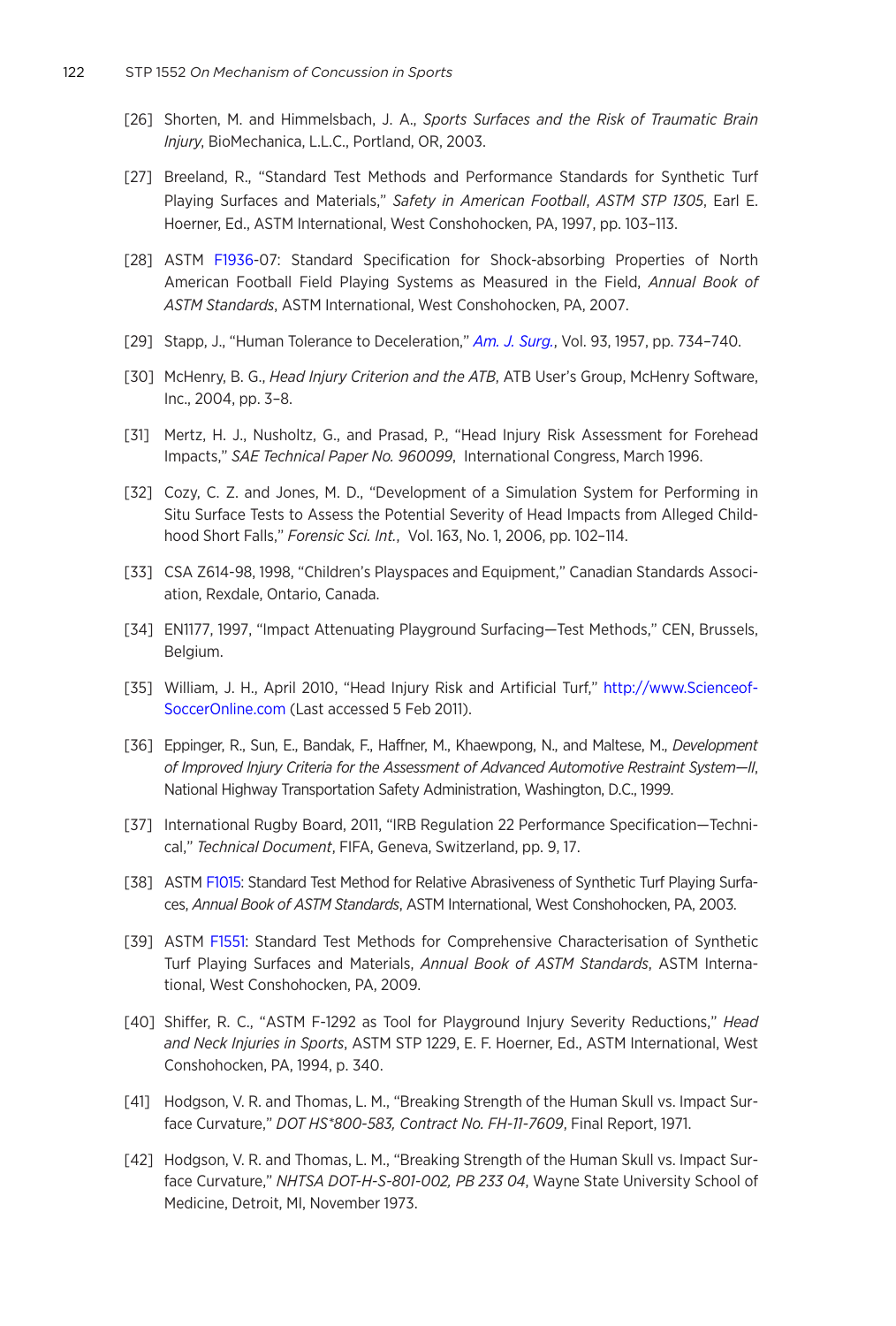[26] Shorten, M. and Himmelsbach, J. A., *Sports Surfaces and the Risk of Traumatic Brain Injury*, BioMechanica, L.L.C., Portland, OR, 2003.

[27] Breeland, R., "Standard Test Methods and Performance Standards for Synthetic Turf Playing Surfaces and Materials," *Safety in American Football*, *ASTM STP 1305*, Earl E. Hoerner, Ed., ASTM International, West Conshohocken, PA, 1997, pp. 103–113.

[28] ASTM F1936-07: Standard Specification for Shock-absorbing Properties of North American Football Field Playing Systems as Measured in the Field, *Annual Book of ASTM Standards*, ASTM International, West Conshohocken, PA, 2007.

[29] Stapp, J., "Human Tolerance to Deceleration," *Am. J. Surg.*, Vol. 93, 1957, pp. 734–740.

[30] McHenry, B. G., *Head Injury Criterion and the ATB*, ATB User's Group, McHenry Software, Inc., 2004, pp. 3–8.

[31] Mertz, H. J., Nusholtz, G., and Prasad, P., "Head Injury Risk Assessment for Forehead Impacts," *SAE Technical Paper No. 960099*, International Congress, March 1996.

[32] Cozy, C. Z. and Jones, M. D., "Development of a Simulation System for Performing in Situ Surface Tests to Assess the Potential Severity of Head Impacts from Alleged Childhood Short Falls," *Forensic Sci. Int.*, Vol. 163, No. 1, 2006, pp. 102–114.

[33] CSA Z614-98, 1998, "Children's Playspaces and Equipment," Canadian Standards Association, Rexdale, Ontario, Canada.

[34] EN1177, 1997, "Impact Attenuating Playground Surfacing—Test Methods," CEN, Brussels, Belgium.

[35] William, J. H., April 2010, "Head Injury Risk and Artificial Turf," http://www.ScienceofSoccerOnline.com (Last accessed 5 Feb 2011).

[36] Eppinger, R., Sun, E., Bandak, F., Haffner, M., Khaewpong, N., and Maltese, M., *Development of Improved Injury Criteria for the Assessment of Advanced Automotive Restraint System—II*, National Highway Transportation Safety Administration, Washington, D.C., 1999.

[37] International Rugby Board, 2011, "IRB Regulation 22 Performance Specification—Technical," *Technical Document*, FIFA, Geneva, Switzerland, pp. 9, 17.

[38] ASTM F1015: Standard Test Method for Relative Abrasiveness of Synthetic Turf Playing Surfaces, *Annual Book of ASTM Standards*, ASTM International, West Conshohocken, PA, 2003.

[39] ASTM F1551: Standard Test Methods for Comprehensive Characterisation of Synthetic Turf Playing Surfaces and Materials, *Annual Book of ASTM Standards*, ASTM International, West Conshohocken, PA, 2009.

[40] Shiffer, R. C., "ASTM F-1292 as Tool for Playground Injury Severity Reductions," *Head and Neck Injuries in Sports*, ASTM STP 1229, E. F. Hoerner, Ed., ASTM International, West Conshohocken, PA, 1994, p. 340.

[41] Hodgson, V. R. and Thomas, L. M., "Breaking Strength of the Human Skull vs. Impact Surface Curvature," *DOT HS*800-583, Contract No. FH-11-7609*, Final Report, 1971.

[42] Hodgson, V. R. and Thomas, L. M., "Breaking Strength of the Human Skull vs. Impact Surface Curvature," *NHTSA DOT-H-S-801-002, PB 233 04*, Wayne State University School of Medicine, Detroit, MI, November 1973.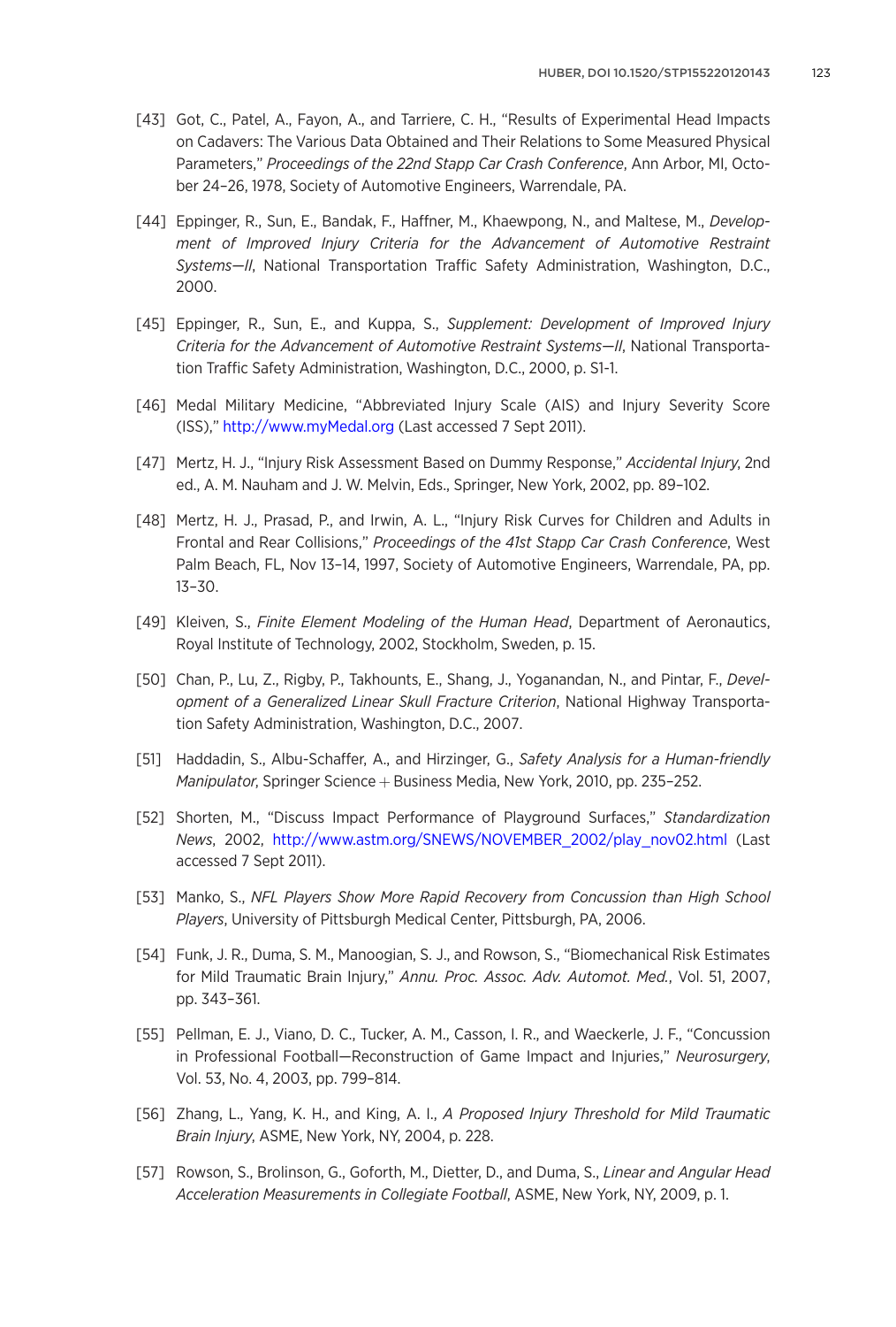[43] Got, C., Patel, A., Fayon, A., and Tarriere, C. H., "Results of Experimental Head Impacts on Cadavers: The Various Data Obtained and Their Relations to Some Measured Physical Parameters," *Proceedings of the 22nd Stapp Car Crash Conference*, Ann Arbor, MI, October 24–26, 1978, Society of Automotive Engineers, Warrendale, PA.

[44] Eppinger, R., Sun, E., Bandak, F., Haffner, M., Khaewpong, N., and Maltese, M., *Development of Improved Injury Criteria for the Advancement of Automotive Restraint Systems—II*, National Transportation Traffic Safety Administration, Washington, D.C., 2000.

[45] Eppinger, R., Sun, E., and Kuppa, S., *Supplement: Development of Improved Injury Criteria for the Advancement of Automotive Restraint Systems—II*, National Transportation Traffic Safety Administration, Washington, D.C., 2000, p. S1-1.

[46] Medal Military Medicine, "Abbreviated Injury Scale (AIS) and Injury Severity Score (ISS)," http://www.myMedal.org (Last accessed 7 Sept 2011).

[47] Mertz, H. J., "Injury Risk Assessment Based on Dummy Response," *Accidental Injury*, 2nd ed., A. M. Nauham and J. W. Melvin, Eds., Springer, New York, 2002, pp. 89–102.

[48] Mertz, H. J., Prasad, P., and Irwin, A. L., "Injury Risk Curves for Children and Adults in Frontal and Rear Collisions," *Proceedings of the 41st Stapp Car Crash Conference*, West Palm Beach, FL, Nov 13–14, 1997, Society of Automotive Engineers, Warrendale, PA, pp. 13–30.

[49] Kleiven, S., *Finite Element Modeling of the Human Head*, Department of Aeronautics, Royal Institute of Technology, 2002, Stockholm, Sweden, p. 15.

[50] Chan, P., Lu, Z., Rigby, P., Takhounts, E., Shang, J., Yoganandan, N., and Pintar, F., *Development of a Generalized Linear Skull Fracture Criterion*, National Highway Transportation Safety Administration, Washington, D.C., 2007.

[51] Haddadin, S., Albu-Schaffer, A., and Hirzinger, G., *Safety Analysis for a Human-friendly Manipulator*, Springer Science + Business Media, New York, 2010, pp. 235–252.

[52] Shorten, M., "Discuss Impact Performance of Playground Surfaces," *Standardization News*, 2002, http://www.astm.org/SNEWS/NOVEMBER_2002/play_nov02.html (Last accessed 7 Sept 2011).

[53] Manko, S., *NFL Players Show More Rapid Recovery from Concussion than High School Players*, University of Pittsburgh Medical Center, Pittsburgh, PA, 2006.

[54] Funk, J. R., Duma, S. M., Manoogian, S. J., and Rowson, S., "Biomechanical Risk Estimates for Mild Traumatic Brain Injury," *Annu. Proc. Assoc. Adv. Automot. Med.*, Vol. 51, 2007, pp. 343–361.

[55] Pellman, E. J., Viano, D. C., Tucker, A. M., Casson, I. R., and Waeckerle, J. F., "Concussion in Professional Football—Reconstruction of Game Impact and Injuries," *Neurosurgery*, Vol. 53, No. 4, 2003, pp. 799–814.

[56] Zhang, L., Yang, K. H., and King, A. I., *A Proposed Injury Threshold for Mild Traumatic Brain Injury*, ASME, New York, NY, 2004, p. 228.

[57] Rowson, S., Brolinson, G., Goforth, M., Dietter, D., and Duma, S., *Linear and Angular Head Acceleration Measurements in Collegiate Football*, ASME, New York, NY, 2009, p. 1.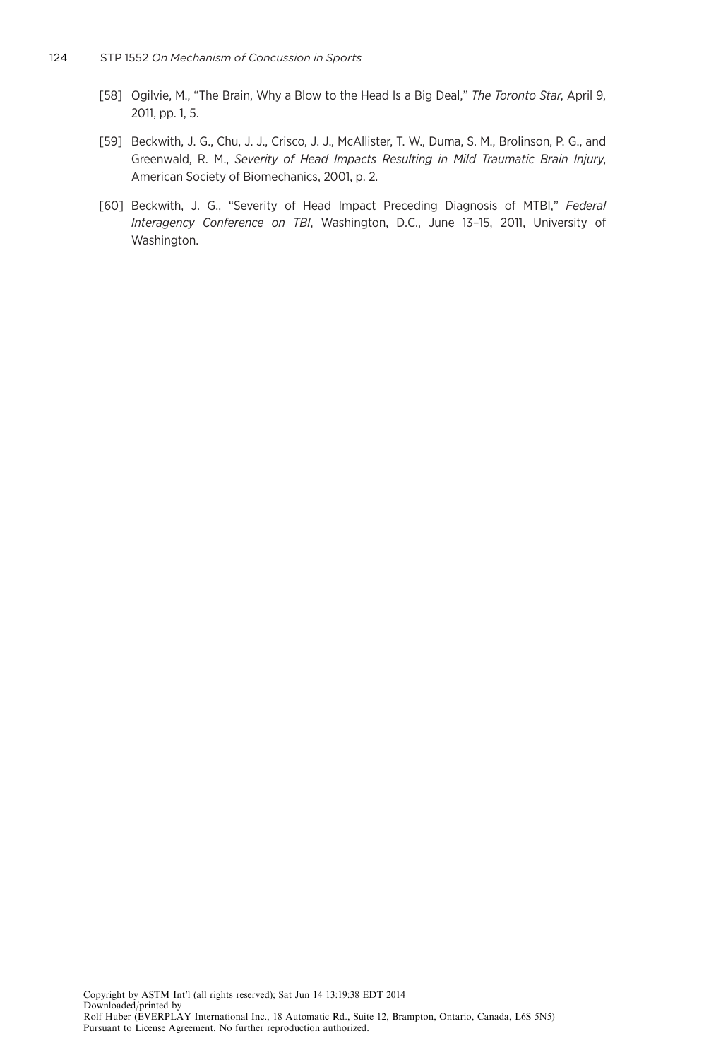[58] Ogilvie, M., "The Brain, Why a Blow to the Head Is a Big Deal," *The Toronto Star*, April 9, 2011, pp. 1, 5.

[59] Beckwith, J. G., Chu, J. J., Crisco, J. J., McAllister, T. W., Duma, S. M., Brolinson, P. G., and Greenwald, R. M., *Severity of Head Impacts Resulting in Mild Traumatic Brain Injury*, American Society of Biomechanics, 2001, p. 2.

[60] Beckwith, J. G., "Severity of Head Impact Preceding Diagnosis of MTBI," *Federal Interagency Conference on TBI*, Washington, D.C., June 13–15, 2011, University of Washington.